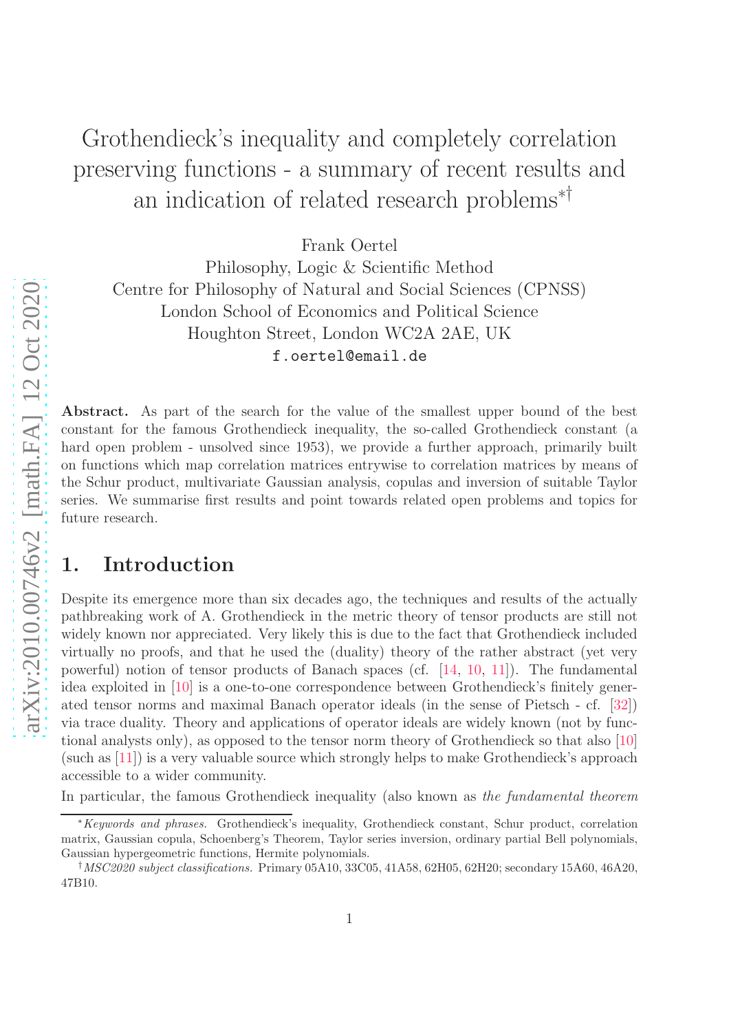# Grothendieck's inequality and completely correlation preserving functions - a summary of recent results and an indication of related research problems*†

Frank Oertel

Philosophy, Logic & Scientific Method
Centre for Philosophy of Natural and Social Sciences (CPNSS)
London School of Economics and Political Science
Houghton Street, London WC2A 2AE, UK
f.oertel@email.de

**Abstract.** As part of the search for the value of the smallest upper bound of the best constant for the famous Grothendieck inequality, the so-called Grothendieck constant (a hard open problem - unsolved since 1953), we provide a further approach, primarily built on functions which map correlation matrices entrywise to correlation matrices by means of the Schur product, multivariate Gaussian analysis, copulas and inversion of suitable Taylor series. We summarise first results and point towards related open problems and topics for future research.

## 1. Introduction

Despite its emergence more than six decades ago, the techniques and results of the actually pathbreaking work of A. Grothendieck in the metric theory of tensor products are still not widely known nor appreciated. Very likely this is due to the fact that Grothendieck included virtually no proofs, and that he used the (duality) theory of the rather abstract (yet very powerful) notion of tensor products of Banach spaces (cf. [14, 10, 11]). The fundamental idea exploited in [10] is a one-to-one correspondence between Grothendieck's finitely generated tensor norms and maximal Banach operator ideals (in the sense of Pietsch - cf. [32]) via trace duality. Theory and applications of operator ideals are widely known (not by functional analysts only), as opposed to the tensor norm theory of Grothendieck so that also [10] (such as [11]) is a very valuable source which strongly helps to make Grothendieck's approach accessible to a wider community.

In particular, the famous Grothendieck inequality (also known as *the fundamental theorem*

---

*Keywords and phrases.* Grothendieck's inequality, Grothendieck constant, Schur product, correlation matrix, Gaussian copula, Schoenberg's Theorem, Taylor series inversion, ordinary partial Bell polynomials, Gaussian hypergeometric functions, Hermite polynomials.

†*MSC2020 subject classifications.* Primary 05A10, 33C05, 41A58, 62H05, 62H20; secondary 15A60, 46A20, 47B10.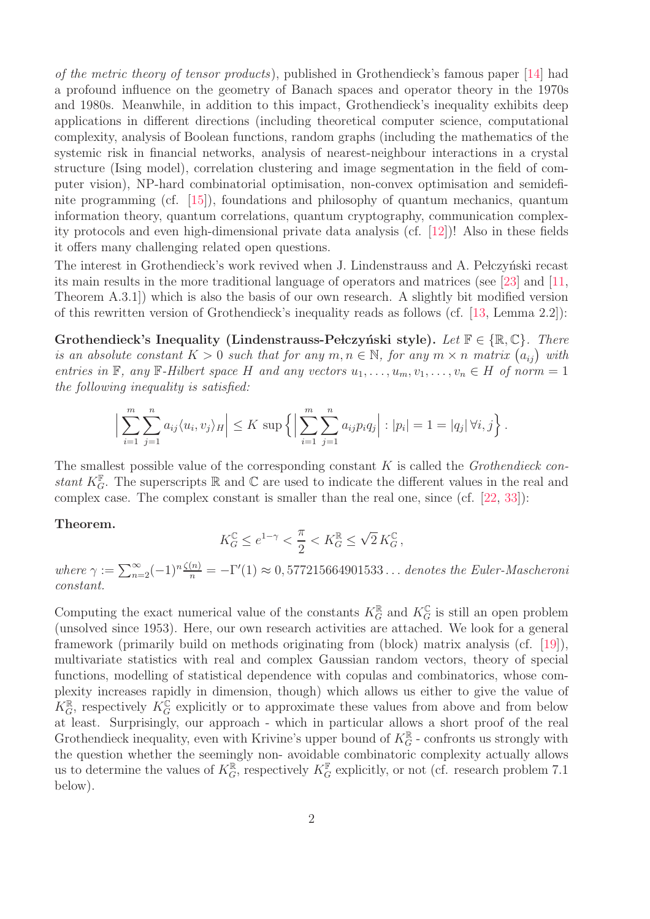*of the metric theory of tensor products*), published in Grothendieck's famous paper [14] had a profound influence on the geometry of Banach spaces and operator theory in the 1970s and 1980s. Meanwhile, in addition to this impact, Grothendieck's inequality exhibits deep applications in different directions (including theoretical computer science, computational complexity, analysis of Boolean functions, random graphs (including the mathematics of the systemic risk in financial networks, analysis of nearest-neighbour interactions in a crystal structure (Ising model), correlation clustering and image segmentation in the field of computer vision), NP-hard combinatorial optimisation, non-convex optimisation and semidefinite programming (cf. [15]), foundations and philosophy of quantum mechanics, quantum information theory, quantum correlations, quantum cryptography, communication complexity protocols and even high-dimensional private data analysis (cf. [12])! Also in these fields it offers many challenging related open questions.

The interest in Grothendieck's work revived when J. Lindenstrauss and A. Pełczyński recast its main results in the more traditional language of operators and matrices (see [23] and [11, Theorem A.3.1]) which is also the basis of our own research. A slightly bit modified version of this rewritten version of Grothendieck's inequality reads as follows (cf. [13, Lemma 2.2]):

**Grothendieck's Inequality (Lindenstrauss-Pełczyński style).** *Let $\mathbb{F} \in \{\mathbb{R}, \mathbb{C}\}$. There is an absolute constant $K > 0$ such that for any $m, n \in \mathbb{N}$, for any $m \times n$ matrix $(a_{ij})$ with entries in $\mathbb{F}$, any $\mathbb{F}$-Hilbert space $H$ and any vectors $u_1, \ldots, u_m, v_1, \ldots, v_n \in H$ of norm $= 1$ the following inequality is satisfied:*

$$\Big| \sum_{i=1}^{m} \sum_{j=1}^{n} a_{ij} \langle u_i, v_j \rangle_H \Big| \leq K \sup \Big\{ \Big| \sum_{i=1}^{m} \sum_{j=1}^{n} a_{ij} p_i q_j \Big| : |p_i| = 1 = |q_j| \, \forall i, j \Big\} .$$

The smallest possible value of the corresponding constant $K$ is called the *Grothendieck constant* $K_G^{\mathbb{F}}$. The superscripts $\mathbb{R}$ and $\mathbb{C}$ are used to indicate the different values in the real and complex case. The complex constant is smaller than the real one, since (cf. [22, 33]):

**Theorem.**

$$K_G^{\mathbb{C}} \leq e^{1-\gamma} < \frac{\pi}{2} < K_G^{\mathbb{R}} \leq \sqrt{2}\, K_G^{\mathbb{C}} ,$$

*where* $\gamma := \sum_{n=2}^{\infty} (-1)^n \frac{\zeta(n)}{n} = -\Gamma'(1) \approx 0,577215664901533\ldots$ *denotes the Euler-Mascheroni constant.*

Computing the exact numerical value of the constants $K_G^{\mathbb{R}}$ and $K_G^{\mathbb{C}}$ is still an open problem (unsolved since 1953). Here, our own research activities are attached. We look for a general framework (primarily build on methods originating from (block) matrix analysis (cf. [19]), multivariate statistics with real and complex Gaussian random vectors, theory of special functions, modelling of statistical dependence with copulas and combinatorics, whose complexity increases rapidly in dimension, though) which allows us either to give the value of $K_G^{\mathbb{R}}$, respectively $K_G^{\mathbb{C}}$ explicitly or to approximate these values from above and from below at least. Surprisingly, our approach - which in particular allows a short proof of the real Grothendieck inequality, even with Krivine's upper bound of $K_G^{\mathbb{R}}$ - confronts us strongly with the question whether the seemingly non- avoidable combinatoric complexity actually allows us to determine the values of $K_G^{\mathbb{R}}$, respectively $K_G^{\mathbb{F}}$ explicitly, or not (cf. research problem 7.1 below).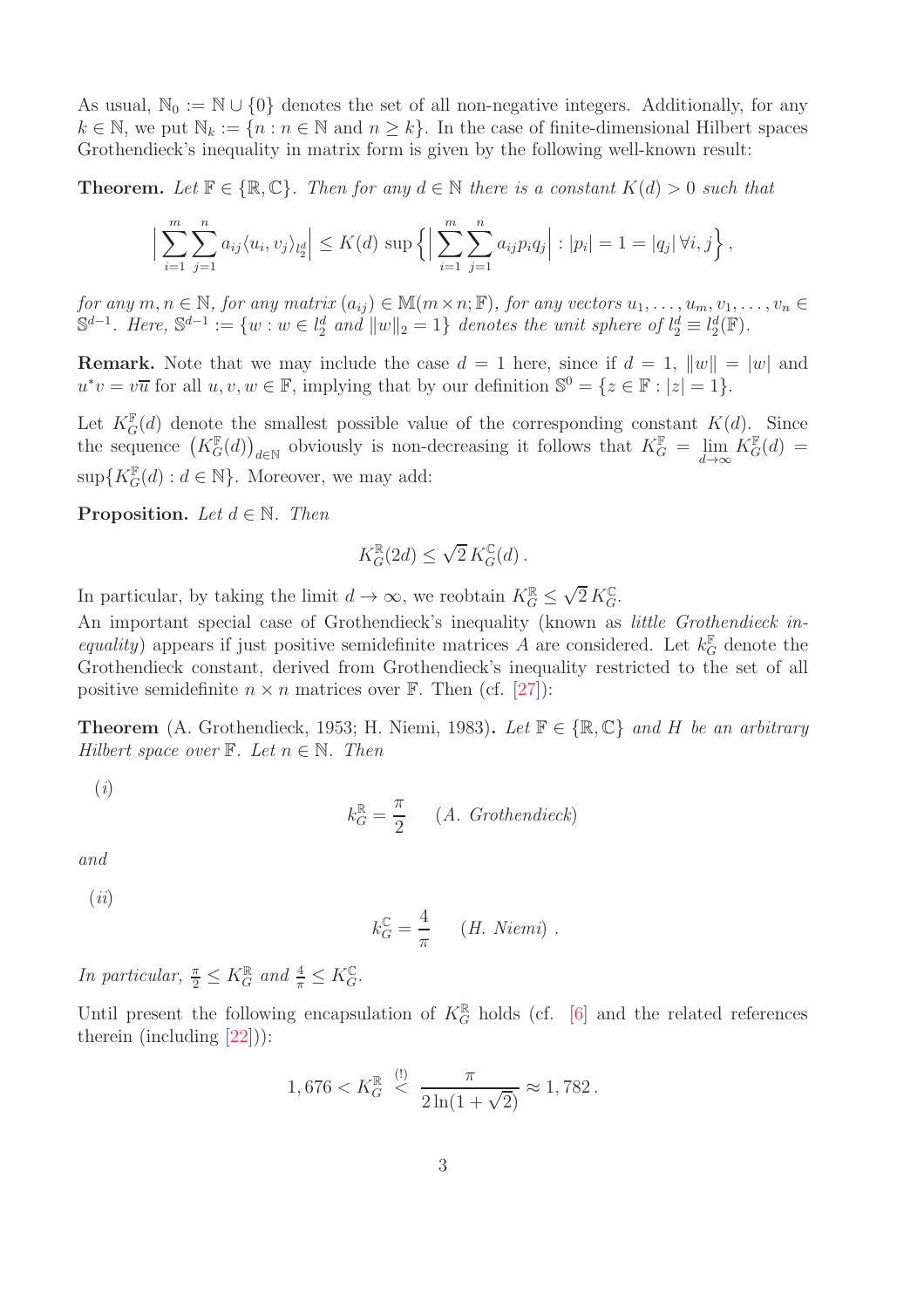As usual, $\mathbb{N}_0 := \mathbb{N} \cup \{0\}$ denotes the set of all non-negative integers. Additionally, for any $k \in \mathbb{N}$, we put $\mathbb{N}_k := \{n : n \in \mathbb{N} \text{ and } n \geq k\}$. In the case of finite-dimensional Hilbert spaces Grothendieck's inequality in matrix form is given by the following well-known result:

**Theorem.** *Let $\mathbb{F} \in \{\mathbb{R}, \mathbb{C}\}$. Then for any $d \in \mathbb{N}$ there is a constant $K(d) > 0$ such that*

$$\Big| \sum_{i=1}^{m} \sum_{j=1}^{n} a_{ij} \langle u_i, v_j \rangle_{l_2^d} \Big| \leq K(d) \sup \Big\{ \Big| \sum_{i=1}^{m} \sum_{j=1}^{n} a_{ij} p_i q_j \Big| : |p_i| = 1 = |q_j| \, \forall i,j \Big\} ,$$

*for any $m, n \in \mathbb{N}$, for any matrix $(a_{ij}) \in \mathbb{M}(m \times n; \mathbb{F})$, for any vectors $u_1, \ldots, u_m, v_1, \ldots, v_n \in \mathbb{S}^{d-1}$. Here, $\mathbb{S}^{d-1} := \{w : w \in l_2^d \text{ and } \|w\|_2 = 1\}$ denotes the unit sphere of $l_2^d \equiv l_2^d(\mathbb{F})$.*

**Remark.** Note that we may include the case $d = 1$ here, since if $d = 1$, $\|w\| = |w|$ and $u^* v = v\overline{u}$ for all $u, v, w \in \mathbb{F}$, implying that by our definition $\mathbb{S}^0 = \{z \in \mathbb{F} : |z| = 1\}$.

Let $K_G^{\mathbb{F}}(d)$ denote the smallest possible value of the corresponding constant $K(d)$. Since the sequence $\big(K_G^{\mathbb{F}}(d)\big)_{d \in \mathbb{N}}$ obviously is non-decreasing it follows that $K_G^{\mathbb{F}} = \lim\limits_{d \to \infty} K_G^{\mathbb{F}}(d) = \sup\{K_G^{\mathbb{F}}(d) : d \in \mathbb{N}\}$. Moreover, we may add:

**Proposition.** *Let $d \in \mathbb{N}$. Then*

$$K_G^{\mathbb{R}}(2d) \leq \sqrt{2}\, K_G^{\mathbb{C}}(d) .$$

In particular, by taking the limit $d \to \infty$, we reobtain $K_G^{\mathbb{R}} \leq \sqrt{2}\, K_G^{\mathbb{C}}$.

An important special case of Grothendieck's inequality (known as *little Grothendieck inequality*) appears if just positive semidefinite matrices $A$ are considered. Let $k_G^{\mathbb{F}}$ denote the Grothendieck constant, derived from Grothendieck's inequality restricted to the set of all positive semidefinite $n \times n$ matrices over $\mathbb{F}$. Then (cf. [27]):

**Theorem** (A. Grothendieck, 1953; H. Niemi, 1983)**.** *Let $\mathbb{F} \in \{\mathbb{R}, \mathbb{C}\}$ and $H$ be an arbitrary Hilbert space over $\mathbb{F}$. Let $n \in \mathbb{N}$. Then*

*(i)*

$$k_G^{\mathbb{R}} = \frac{\pi}{2} \qquad (A.\ Grothendieck)$$

*and*

*(ii)*

$$k_G^{\mathbb{C}} = \frac{4}{\pi} \qquad (H.\ Niemi)\ .$$

*In particular, $\frac{\pi}{2} \leq K_G^{\mathbb{R}}$ and $\frac{4}{\pi} \leq K_G^{\mathbb{C}}$.*

Until present the following encapsulation of $K_G^{\mathbb{R}}$ holds (cf. [6] and the related references therein (including [22])):

$$1,676 < K_G^{\mathbb{R}} \overset{(!)}{<} \frac{\pi}{2\ln(1+\sqrt{2})} \approx 1,782\,.$$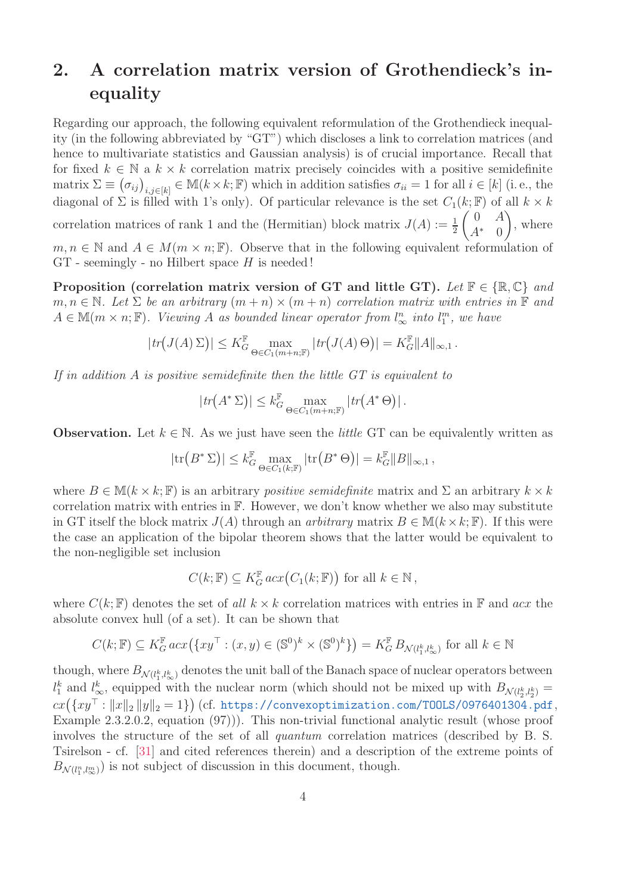## 2. A correlation matrix version of Grothendieck's inequality

Regarding our approach, the following equivalent reformulation of the Grothendieck inequality (in the following abbreviated by "GT") which discloses a link to correlation matrices (and hence to multivariate statistics and Gaussian analysis) is of crucial importance. Recall that for fixed $k \in \mathbb{N}$ a $k \times k$ correlation matrix precisely coincides with a positive semidefinite matrix $\Sigma \equiv \big(\sigma_{ij}\big)_{i,j \in [k]} \in \mathbb{M}(k \times k; \mathbb{F})$ which in addition satisfies $\sigma_{ii} = 1$ for all $i \in [k]$ (i. e., the diagonal of $\Sigma$ is filled with 1's only). Of particular relevance is the set $C_1(k; \mathbb{F})$ of all $k \times k$ correlation matrices of rank 1 and the (Hermitian) block matrix $J(A) := \frac{1}{2}\begin{pmatrix} 0 & A \\ A^* & 0 \end{pmatrix}$, where $m, n \in \mathbb{N}$ and $A \in M(m \times n; \mathbb{F})$. Observe that in the following equivalent reformulation of GT - seemingly - no Hilbert space $H$ is needed!

**Proposition (correlation matrix version of GT and little GT).** *Let $\mathbb{F} \in \{\mathbb{R}, \mathbb{C}\}$ and $m, n \in \mathbb{N}$. Let $\Sigma$ be an arbitrary $(m+n) \times (m+n)$ correlation matrix with entries in $\mathbb{F}$ and $A \in \mathbb{M}(m \times n; \mathbb{F})$. Viewing $A$ as bounded linear operator from $l_\infty^n$ into $l_1^m$, we have*

$$|tr\big(J(A)\,\Sigma\big)| \leq K_G^{\mathbb{F}} \max_{\Theta \in C_1(m+n;\mathbb{F})} |tr\big(J(A)\,\Theta\big)| = K_G^{\mathbb{F}} \|A\|_{\infty,1}\,.$$

*If in addition $A$ is positive semidefinite then the little GT is equivalent to*

$$|tr\big(A^*\,\Sigma\big)| \leq k_G^{\mathbb{F}} \max_{\Theta \in C_1(m+n;\mathbb{F})} |tr\big(A^*\,\Theta\big)|\,.$$

**Observation.** Let $k \in \mathbb{N}$. As we just have seen the *little* GT can be equivalently written as

$$|\mathrm{tr}\big(B^*\,\Sigma\big)| \leq k_G^{\mathbb{F}} \max_{\Theta \in C_1(k;\mathbb{F})} |\mathrm{tr}\big(B^*\,\Theta\big)| = k_G^{\mathbb{F}} \|B\|_{\infty,1}\,,$$

where $B \in \mathbb{M}(k \times k; \mathbb{F})$ is an arbitrary *positive semidefinite* matrix and $\Sigma$ an arbitrary $k \times k$ correlation matrix with entries in $\mathbb{F}$. However, we don't know whether we also may substitute in GT itself the block matrix $J(A)$ through an *arbitrary* matrix $B \in \mathbb{M}(k \times k; \mathbb{F})$. If this were the case an application of the bipolar theorem shows that the latter would be equivalent to the non-negligible set inclusion

$$C(k; \mathbb{F}) \subseteq K_G^{\mathbb{F}}\, acx\big(C_1(k; \mathbb{F})\big) \text{ for all } k \in \mathbb{N}\,,$$

where $C(k; \mathbb{F})$ denotes the set of *all* $k \times k$ correlation matrices with entries in $\mathbb{F}$ and *acx* the absolute convex hull (of a set). It can be shown that

$$C(k; \mathbb{F}) \subseteq K_G^{\mathbb{F}}\, acx\big(\{xy^\top : (x,y) \in (\mathbb{S}^0)^k \times (\mathbb{S}^0)^k\}\big) = K_G^{\mathbb{F}}\, B_{\mathcal{N}(l_1^k, l_\infty^k)} \text{ for all } k \in \mathbb{N}$$

though, where $B_{\mathcal{N}(l_1^k, l_\infty^k)}$ denotes the unit ball of the Banach space of nuclear operators between $l_1^k$ and $l_\infty^k$, equipped with the nuclear norm (which should not be mixed up with $B_{\mathcal{N}(l_2^k, l_2^k)} = cx\big(\{xy^\top : \|x\|_2\,\|y\|_2 = 1\}\big)$ (cf. https://convexoptimization.com/TOOLS/0976401304.pdf, Example 2.3.2.0.2, equation (97))). This non-trivial functional analytic result (whose proof involves the structure of the set of all *quantum* correlation matrices (described by B. S. Tsirelson - cf. [31] and cited references therein) and a description of the extreme points of $B_{\mathcal{N}(l_1^n, l_\infty^m)}$) is not subject of discussion in this document, though.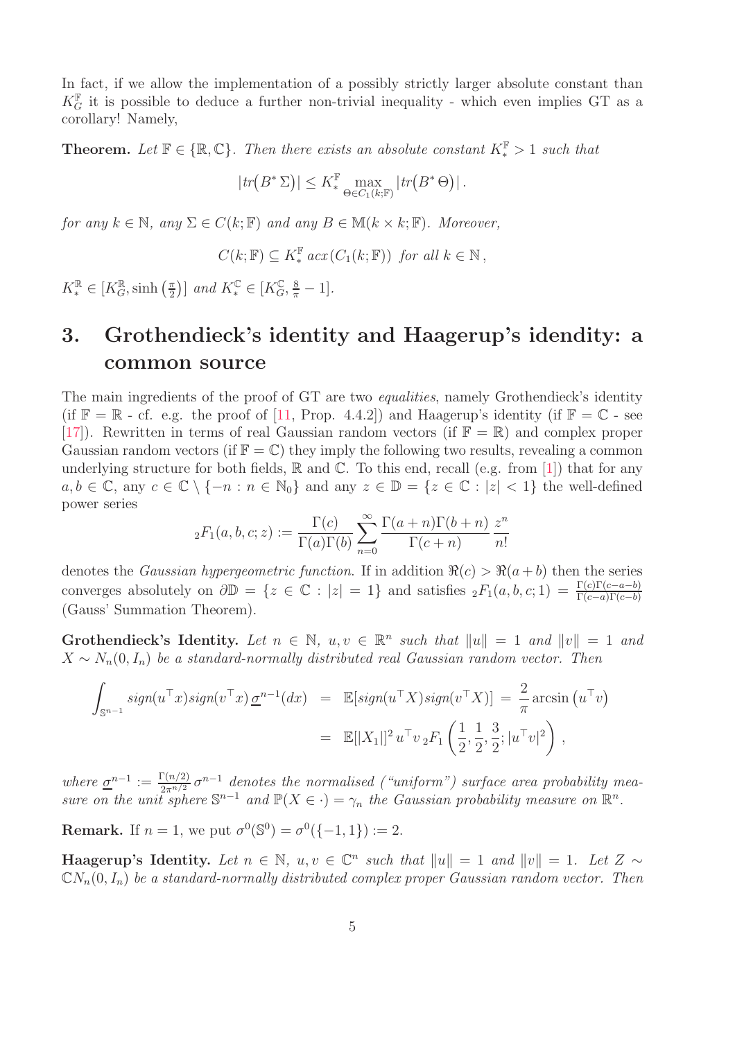In fact, if we allow the implementation of a possibly strictly larger absolute constant than $K_G^{\mathbb{F}}$ it is possible to deduce a further non-trivial inequality - which even implies GT as a corollary! Namely,

**Theorem.** *Let $\mathbb{F} \in \{\mathbb{R}, \mathbb{C}\}$. Then there exists an absolute constant $K_*^{\mathbb{F}} > 1$ such that*

$$|tr\big(B^* \Sigma\big)| \leq K_*^{\mathbb{F}} \max_{\Theta \in C_1(k;\mathbb{F})} |tr\big(B^* \Theta\big)| \,.$$

*for any $k \in \mathbb{N}$, any $\Sigma \in C(k;\mathbb{F})$ and any $B \in \mathbb{M}(k \times k;\mathbb{F})$. Moreover,*

$$C(k;\mathbb{F}) \subseteq K_*^{\mathbb{F}} \, acx(C_1(k;\mathbb{F})) \text{ for all } k \in \mathbb{N}\,,$$

$K_*^{\mathbb{R}} \in [K_G^{\mathbb{R}}, \sinh\left(\frac{\pi}{2}\right)]$ *and* $K_*^{\mathbb{C}} \in [K_G^{\mathbb{C}}, \frac{8}{\pi} - 1]$.

# 3. Grothendieck's identity and Haagerup's idendity: a common source

The main ingredients of the proof of GT are two *equalities*, namely Grothendieck's identity (if $\mathbb{F} = \mathbb{R}$ - cf. e.g. the proof of [11, Prop. 4.4.2]) and Haagerup's identity (if $\mathbb{F} = \mathbb{C}$ - see [17]). Rewritten in terms of real Gaussian random vectors (if $\mathbb{F} = \mathbb{R}$) and complex proper Gaussian random vectors (if $\mathbb{F} = \mathbb{C}$) they imply the following two results, revealing a common underlying structure for both fields, $\mathbb{R}$ and $\mathbb{C}$. To this end, recall (e.g. from [1]) that for any $a, b \in \mathbb{C}$, any $c \in \mathbb{C} \setminus \{-n : n \in \mathbb{N}_0\}$ and any $z \in \mathbb{D} = \{z \in \mathbb{C} : |z| < 1\}$ the well-defined power series

$$_2F_1(a, b, c; z) := \frac{\Gamma(c)}{\Gamma(a)\Gamma(b)} \sum_{n=0}^{\infty} \frac{\Gamma(a+n)\Gamma(b+n)}{\Gamma(c+n)} \frac{z^n}{n!}$$

denotes the *Gaussian hypergeometric function.* If in addition $\Re(c) > \Re(a+b)$ then the series converges absolutely on $\partial\mathbb{D} = \{z \in \mathbb{C} : |z| = 1\}$ and satisfies $_2F_1(a, b, c; 1) = \frac{\Gamma(c)\Gamma(c-a-b)}{\Gamma(c-a)\Gamma(c-b)}$ (Gauss' Summation Theorem).

**Grothendieck's Identity.** *Let $n \in \mathbb{N}$, $u, v \in \mathbb{R}^n$ such that $\|u\| = 1$ and $\|v\| = 1$ and $X \sim N_n(0, I_n)$ be a standard-normally distributed real Gaussian random vector. Then*

$$\begin{aligned}
\int_{\mathbb{S}^{n-1}} sign(u^\top x) sign(v^\top x) \, \underline{\sigma}^{n-1}(dx) &= \mathbb{E}[sign(u^\top X) sign(v^\top X)] = \frac{2}{\pi} \arcsin\left(u^\top v\right) \\
&= \mathbb{E}[|X_1|]^2 \, u^\top v \, _2F_1\left(\frac{1}{2}, \frac{1}{2}, \frac{3}{2}; |u^\top v|^2\right),
\end{aligned}$$

*where $\underline{\sigma}^{n-1} := \frac{\Gamma(n/2)}{2\pi^{n/2}} \sigma^{n-1}$ denotes the normalised ("uniform") surface area probability measure on the unit sphere $\mathbb{S}^{n-1}$ and $\mathbb{P}(X \in \cdot) = \gamma_n$ the Gaussian probability measure on $\mathbb{R}^n$.*

**Remark.** If $n = 1$, we put $\sigma^0(\mathbb{S}^0) = \sigma^0(\{-1, 1\}) := 2$.

**Haagerup's Identity.** *Let $n \in \mathbb{N}$, $u, v \in \mathbb{C}^n$ such that $\|u\| = 1$ and $\|v\| = 1$. Let $Z \sim \mathbb{C}N_n(0, I_n)$ be a standard-normally distributed complex proper Gaussian random vector. Then*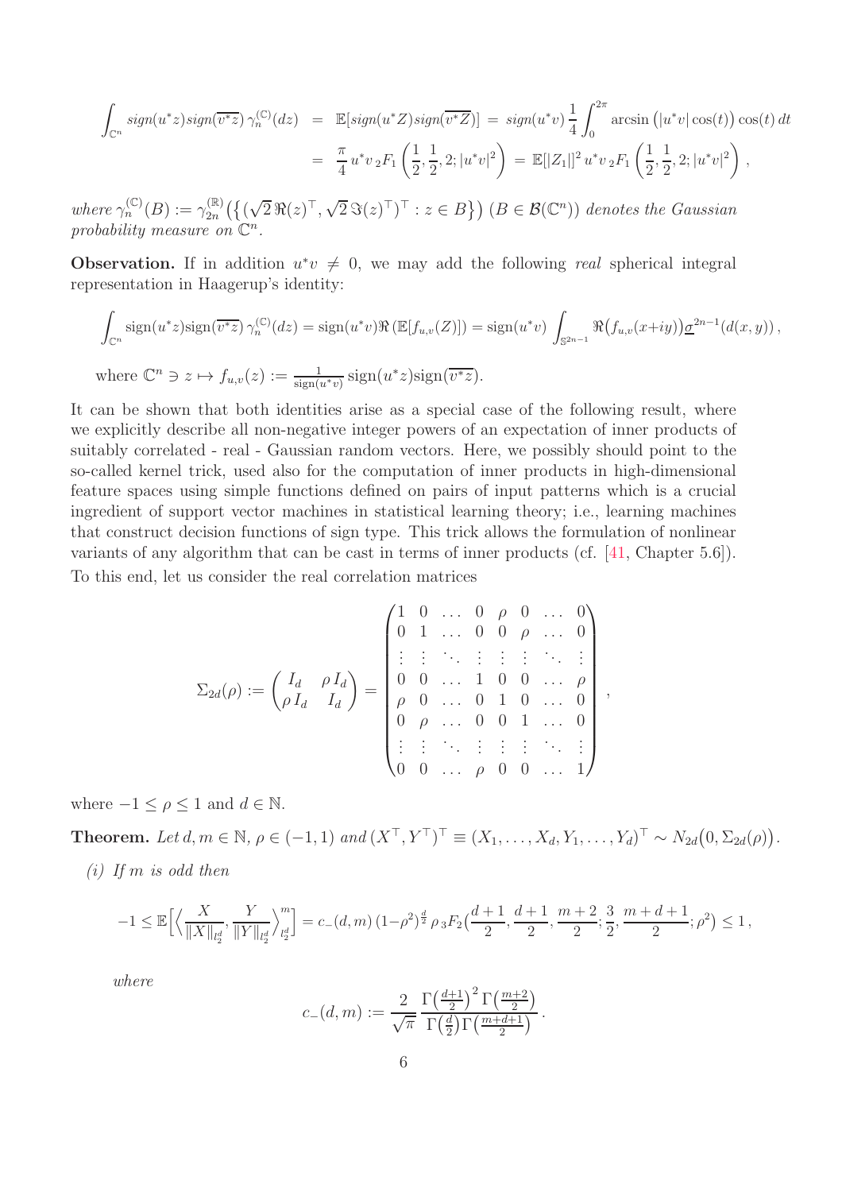$$
\begin{aligned}
\int_{\mathbb{C}^n} sign(u^*z)sign(\overline{v^*z})\,\gamma_n^{(\mathbb{C})}(dz) &= \mathbb{E}[sign(u^*Z)sign(\overline{v^*Z})] = sign(u^*v)\,\frac{1}{4}\int_0^{2\pi}\arcsin\big(|u^*v|\cos(t)\big)\cos(t)\,dt \\
&= \frac{\pi}{4}\,u^*v\,{}_2F_1\left(\frac{1}{2},\frac{1}{2},2;|u^*v|^2\right) = \mathbb{E}[|Z_1|]^2\,u^*v\,{}_2F_1\left(\frac{1}{2},\frac{1}{2},2;|u^*v|^2\right),
\end{aligned}
$$

*where* $\gamma_n^{(\mathbb{C})}(B) := \gamma_{2n}^{(\mathbb{R})}\big(\{(\sqrt{2}\,\Re(z)^\top, \sqrt{2}\,\Im(z)^\top)^\top : z \in B\}\big)$ $(B \in \mathcal{B}(\mathbb{C}^n))$ *denotes the Gaussian probability measure on* $\mathbb{C}^n$*.*

**Observation.** If in addition $u^*v \neq 0$, we may add the following *real* spherical integral representation in Haagerup's identity:

$$
\int_{\mathbb{C}^n} \text{sign}(u^*z)\text{sign}(\overline{v^*z})\,\gamma_n^{(\mathbb{C})}(dz) = \text{sign}(u^*v)\Re\left(\mathbb{E}[f_{u,v}(Z)]\right) = \text{sign}(u^*v)\int_{\mathbb{S}^{2n-1}}\Re\big(f_{u,v}(x+iy)\big)\underline{\sigma}^{2n-1}(d(x,y)),
$$

where $\mathbb{C}^n \ni z \mapsto f_{u,v}(z) := \frac{1}{\text{sign}(u^*v)}\,\text{sign}(u^*z)\text{sign}(\overline{v^*z})$.

It can be shown that both identities arise as a special case of the following result, where we explicitly describe all non-negative integer powers of an expectation of inner products of suitably correlated - real - Gaussian random vectors. Here, we possibly should point to the so-called kernel trick, used also for the computation of inner products in high-dimensional feature spaces using simple functions defined on pairs of input patterns which is a crucial ingredient of support vector machines in statistical learning theory; i.e., learning machines that construct decision functions of sign type. This trick allows the formulation of nonlinear variants of any algorithm that can be cast in terms of inner products (cf. [41, Chapter 5.6]). To this end, let us consider the real correlation matrices

$$
\Sigma_{2d}(\rho) := \begin{pmatrix} I_d & \rho\, I_d \\ \rho\, I_d & I_d \end{pmatrix} = \begin{pmatrix}
1 & 0 & \dots & 0 & \rho & 0 & \dots & 0 \\
0 & 1 & \dots & 0 & 0 & \rho & \dots & 0 \\
\vdots & \vdots & \ddots & \vdots & \vdots & \vdots & \ddots & \vdots \\
0 & 0 & \dots & 1 & 0 & 0 & \dots & \rho \\
\rho & 0 & \dots & 0 & 1 & 0 & \dots & 0 \\
0 & \rho & \dots & 0 & 0 & 1 & \dots & 0 \\
\vdots & \vdots & \ddots & \vdots & \vdots & \vdots & \ddots & \vdots \\
0 & 0 & \dots & \rho & 0 & 0 & \dots & 1
\end{pmatrix},
$$

where $-1 \leq \rho \leq 1$ and $d \in \mathbb{N}$.

**Theorem.** *Let* $d, m \in \mathbb{N}$*,* $\rho \in (-1,1)$ *and* $(X^\top, Y^\top)^\top \equiv (X_1,\dots,X_d,Y_1,\dots,Y_d)^\top \sim N_{2d}\big(0,\Sigma_{2d}(\rho)\big)$*.*

*(i) If* $m$ *is odd then*

$$
-1 \leq \mathbb{E}\Big[\Big\langle \frac{X}{\|X\|_{l_2^d}}, \frac{Y}{\|Y\|_{l_2^d}}\Big\rangle_{l_2^d}^m\Big] = c_-(d,m)\,(1-\rho^2)^{\frac{d}{2}}\,\rho\,{}_3F_2\Big(\frac{d+1}{2},\frac{d+1}{2},\frac{m+2}{2};\frac{3}{2},\frac{m+d+1}{2};\rho^2\Big) \leq 1,
$$

*where*

$$
c_-(d,m) := \frac{2}{\sqrt{\pi}}\,\frac{\Gamma\big(\frac{d+1}{2}\big)^2\,\Gamma\big(\frac{m+2}{2}\big)}{\Gamma\big(\frac{d}{2}\big)\Gamma\big(\frac{m+d+1}{2}\big)}.
$$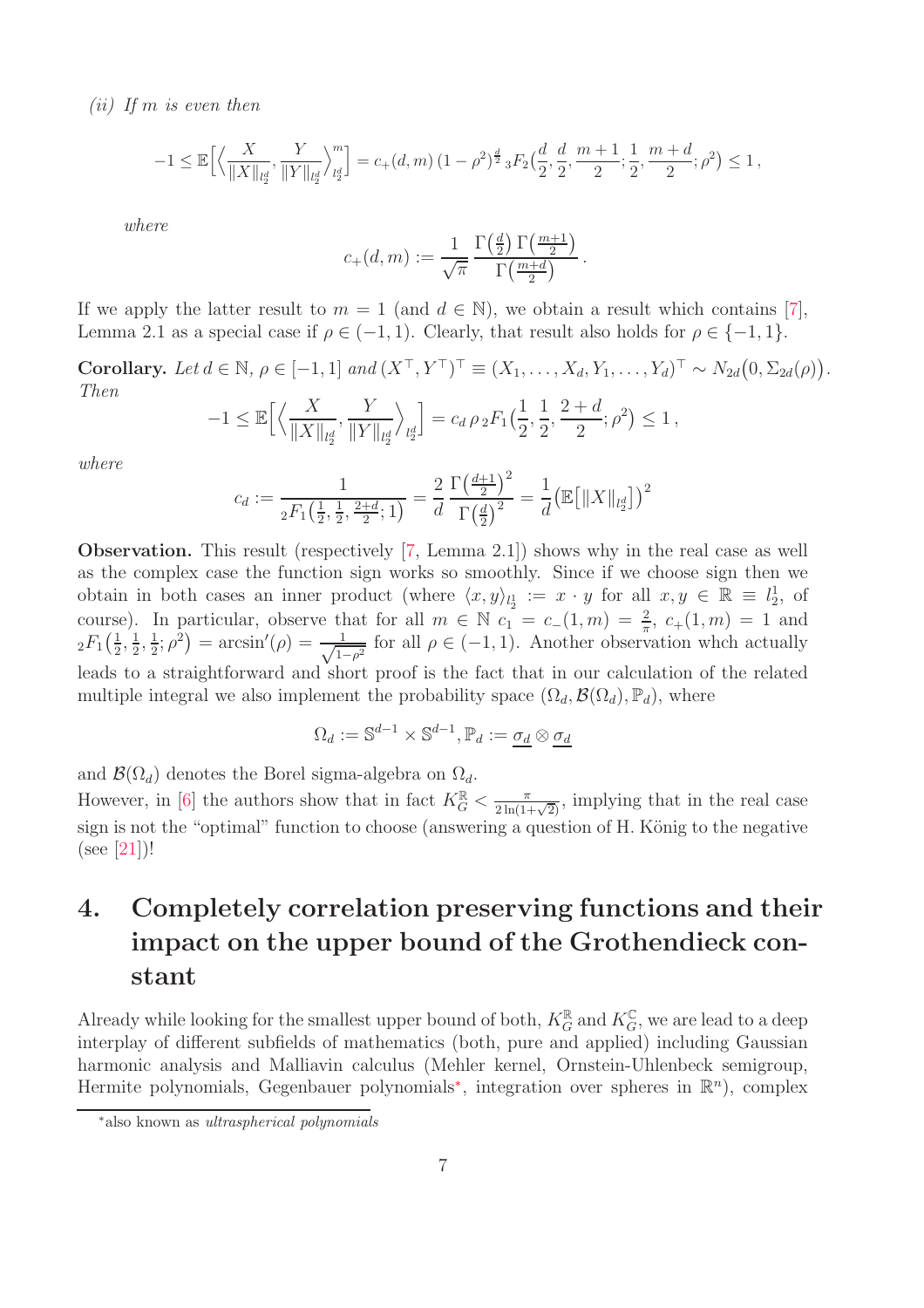*(ii) If $m$ is even then*

$$-1 \leq \mathbb{E}\Big[\Big\langle \frac{X}{\|X\|_{l_2^d}}, \frac{Y}{\|Y\|_{l_2^d}}\Big\rangle_{l_2^d}^m\Big] = c_+(d,m)\,(1-\rho^2)^{\frac{d}{2}}\,{}_3F_2\big(\frac{d}{2}, \frac{d}{2}, \frac{m+1}{2}; \frac{1}{2}, \frac{m+d}{2}; \rho^2\big) \leq 1\,,$$

*where*

$$c_+(d,m) := \frac{1}{\sqrt{\pi}}\,\frac{\Gamma\big(\frac{d}{2}\big)\,\Gamma\big(\frac{m+1}{2}\big)}{\Gamma\big(\frac{m+d}{2}\big)}\,.$$

If we apply the latter result to $m = 1$ (and $d \in \mathbb{N}$), we obtain a result which contains [7], Lemma 2.1 as a special case if $\rho \in (-1, 1)$. Clearly, that result also holds for $\rho \in \{-1, 1\}$.

**Corollary.** *Let $d \in \mathbb{N}$, $\rho \in [-1,1]$ and $(X^\top, Y^\top)^\top \equiv (X_1, \ldots, X_d, Y_1, \ldots, Y_d)^\top \sim N_{2d}\big(0, \Sigma_{2d}(\rho)\big)$. Then*

$$-1 \leq \mathbb{E}\Big[\Big\langle \frac{X}{\|X\|_{l_2^d}}, \frac{Y}{\|Y\|_{l_2^d}}\Big\rangle_{l_2^d}\Big] = c_d\,\rho\,{}_2F_1\big(\frac{1}{2}, \frac{1}{2}, \frac{2+d}{2}; \rho^2\big) \leq 1\,,$$

*where*

$$c_d := \frac{1}{{}_2F_1\big(\frac{1}{2}, \frac{1}{2}, \frac{2+d}{2}; 1\big)} = \frac{2}{d}\,\frac{\Gamma\big(\frac{d+1}{2}\big)^2}{\Gamma\big(\frac{d}{2}\big)^2} = \frac{1}{d}\big(\mathbb{E}\big[\|X\|_{l_2^d}\big]\big)^2$$

**Observation.** This result (respectively [7, Lemma 2.1]) shows why in the real case as well as the complex case the function sign works so smoothly. Since if we choose sign then we obtain in both cases an inner product (where $\langle x, y\rangle_{l_2^1} := x \cdot y$ for all $x, y \in \mathbb{R} \equiv l_2^1$, of course). In particular, observe that for all $m \in \mathbb{N}$ $c_1 = c_-(1,m) = \frac{2}{\pi}$, $c_+(1,m) = 1$ and ${}_2F_1\big(\frac{1}{2}, \frac{1}{2}, \frac{1}{2}; \rho^2\big) = \arcsin'(\rho) = \frac{1}{\sqrt{1-\rho^2}}$ for all $\rho \in (-1, 1)$. Another observation whch actually leads to a straightforward and short proof is the fact that in our calculation of the related multiple integral we also implement the probability space $(\Omega_d, \mathcal{B}(\Omega_d), \mathbb{P}_d)$, where

$$\Omega_d := \mathbb{S}^{d-1} \times \mathbb{S}^{d-1}, \mathbb{P}_d := \underline{\sigma_d} \otimes \underline{\sigma_d}$$

and $\mathcal{B}(\Omega_d)$ denotes the Borel sigma-algebra on $\Omega_d$.
However, in [6] the authors show that in fact $K_G^{\mathbb{R}} < \frac{\pi}{2\ln(1+\sqrt{2})}$, implying that in the real case sign is not the "optimal" function to choose (answering a question of H. König to the negative (see [21])!

# 4. Completely correlation preserving functions and their impact on the upper bound of the Grothendieck constant

Already while looking for the smallest upper bound of both, $K_G^{\mathbb{R}}$ and $K_G^{\mathbb{C}}$, we are lead to a deep interplay of different subfields of mathematics (both, pure and applied) including Gaussian harmonic analysis and Malliavin calculus (Mehler kernel, Ornstein-Uhlenbeck semigroup, Hermite polynomials, Gegenbauer polynomials*, integration over spheres in $\mathbb{R}^n$), complex

*also known as *ultraspherical polynomials*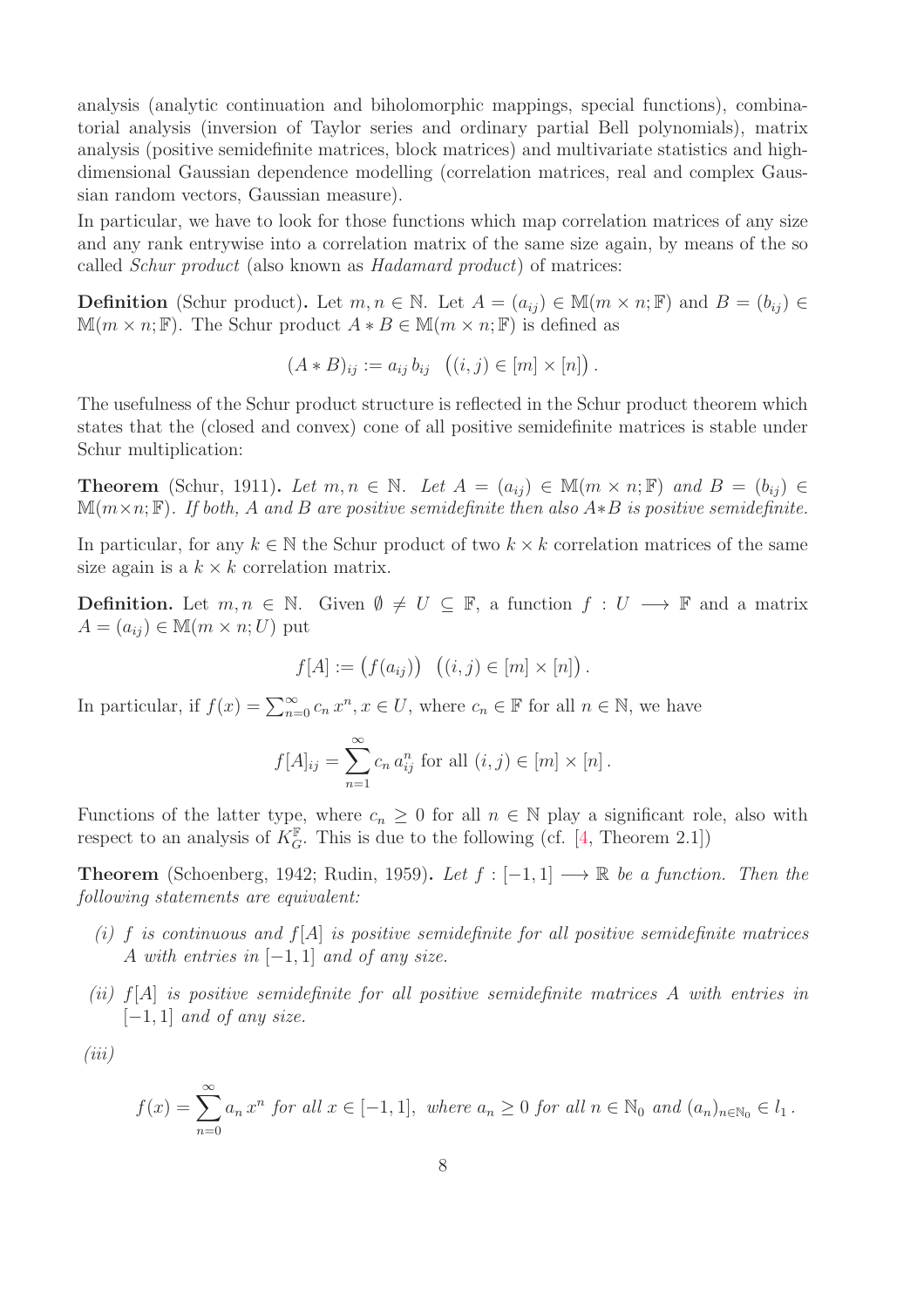analysis (analytic continuation and biholomorphic mappings, special functions), combinatorial analysis (inversion of Taylor series and ordinary partial Bell polynomials), matrix analysis (positive semidefinite matrices, block matrices) and multivariate statistics and high-dimensional Gaussian dependence modelling (correlation matrices, real and complex Gaussian random vectors, Gaussian measure).

In particular, we have to look for those functions which map correlation matrices of any size and any rank entrywise into a correlation matrix of the same size again, by means of the so called *Schur product* (also known as *Hadamard product*) of matrices:

**Definition** (Schur product)**.** Let $m, n \in \mathbb{N}$. Let $A = (a_{ij}) \in \mathbb{M}(m \times n; \mathbb{F})$ and $B = (b_{ij}) \in \mathbb{M}(m \times n; \mathbb{F})$. The Schur product $A * B \in \mathbb{M}(m \times n; \mathbb{F})$ is defined as

$$(A * B)_{ij} := a_{ij}\, b_{ij} \quad \big((i,j) \in [m] \times [n]\big)\,.$$

The usefulness of the Schur product structure is reflected in the Schur product theorem which states that the (closed and convex) cone of all positive semidefinite matrices is stable under Schur multiplication:

**Theorem** (Schur, 1911)**.** *Let $m, n \in \mathbb{N}$. Let $A = (a_{ij}) \in \mathbb{M}(m \times n; \mathbb{F})$ and $B = (b_{ij}) \in \mathbb{M}(m \times n; \mathbb{F})$. If both, $A$ and $B$ are positive semidefinite then also $A * B$ is positive semidefinite.*

In particular, for any $k \in \mathbb{N}$ the Schur product of two $k \times k$ correlation matrices of the same size again is a $k \times k$ correlation matrix.

**Definition.** Let $m, n \in \mathbb{N}$. Given $\emptyset \neq U \subseteq \mathbb{F}$, a function $f : U \longrightarrow \mathbb{F}$ and a matrix $A = (a_{ij}) \in \mathbb{M}(m \times n; U)$ put

$$f[A] := \big(f(a_{ij})\big) \quad \big((i,j) \in [m] \times [n]\big)\,.$$

In particular, if $f(x) = \sum_{n=0}^{\infty} c_n\, x^n, x \in U$, where $c_n \in \mathbb{F}$ for all $n \in \mathbb{N}$, we have

$$f[A]_{ij} = \sum_{n=1}^{\infty} c_n\, a_{ij}^n \text{ for all } (i,j) \in [m] \times [n]\,.$$

Functions of the latter type, where $c_n \geq 0$ for all $n \in \mathbb{N}$ play a significant role, also with respect to an analysis of $K_G^{\mathbb{F}}$. This is due to the following (cf. [4, Theorem 2.1])

**Theorem** (Schoenberg, 1942; Rudin, 1959)**.** *Let $f : [-1, 1] \longrightarrow \mathbb{R}$ be a function. Then the following statements are equivalent:*

*(i) $f$ is continuous and $f[A]$ is positive semidefinite for all positive semidefinite matrices $A$ with entries in $[-1, 1]$ and of any size.*

*(ii) $f[A]$ is positive semidefinite for all positive semidefinite matrices $A$ with entries in $[-1, 1]$ and of any size.*

*(iii)*

$$f(x) = \sum_{n=0}^{\infty} a_n\, x^n \text{ for all } x \in [-1, 1], \text{ where } a_n \geq 0 \text{ for all } n \in \mathbb{N}_0 \text{ and } (a_n)_{n \in \mathbb{N}_0} \in l_1\,.$$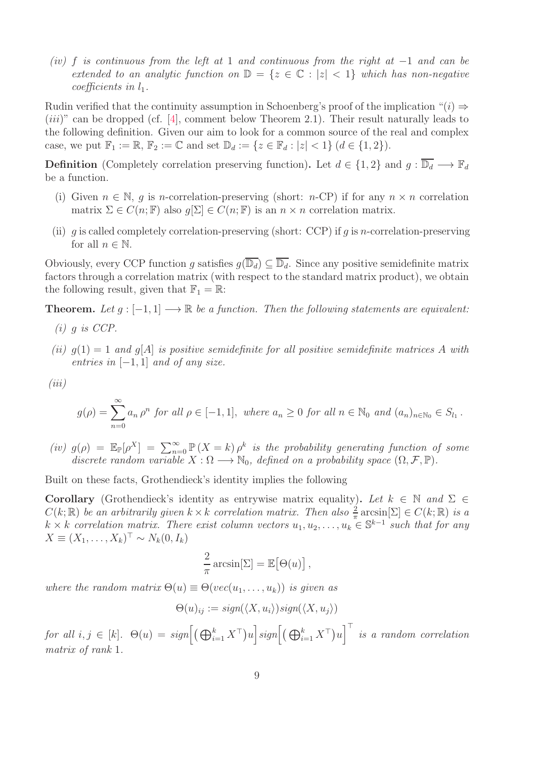*(iv) $f$ is continuous from the left at $1$ and continuous from the right at $-1$ and can be extended to an analytic function on $\mathbb{D} = \{z \in \mathbb{C} : |z| < 1\}$ which has non-negative coefficients in $l_1$.*

Rudin verified that the continuity assumption in Schoenberg's proof of the implication "$(i) \Rightarrow (iii)$" can be dropped (cf. [4], comment below Theorem 2.1). Their result naturally leads to the following definition. Given our aim to look for a common source of the real and complex case, we put $\mathbb{F}_1 := \mathbb{R}$, $\mathbb{F}_2 := \mathbb{C}$ and set $\mathbb{D}_d := \{z \in \mathbb{F}_d : |z| < 1\}$ ($d \in \{1, 2\}$).

**Definition** (Completely correlation preserving function)**.** Let $d \in \{1, 2\}$ and $g : \overline{\mathbb{D}_d} \longrightarrow \mathbb{F}_d$ be a function.

- (i) Given $n \in \mathbb{N}$, $g$ is $n$-correlation-preserving (short: $n$-CP) if for any $n \times n$ correlation matrix $\Sigma \in C(n; \mathbb{F})$ also $g[\Sigma] \in C(n; \mathbb{F})$ is an $n \times n$ correlation matrix.
- (ii) $g$ is called completely correlation-preserving (short: CCP) if $g$ is $n$-correlation-preserving for all $n \in \mathbb{N}$.

Obviously, every CCP function $g$ satisfies $g(\overline{\mathbb{D}_d}) \subseteq \overline{\mathbb{D}_d}$. Since any positive semidefinite matrix factors through a correlation matrix (with respect to the standard matrix product), we obtain the following result, given that $\mathbb{F}_1 = \mathbb{R}$:

**Theorem.** *Let $g : [-1, 1] \longrightarrow \mathbb{R}$ be a function. Then the following statements are equivalent:*

*(i) $g$ is CCP.*

*(ii) $g(1) = 1$ and $g[A]$ is positive semidefinite for all positive semidefinite matrices $A$ with entries in $[-1, 1]$ and of any size.*

*(iii)*

$$g(\rho) = \sum_{n=0}^{\infty} a_n \, \rho^n \text{ for all } \rho \in [-1, 1], \text{ where } a_n \geq 0 \text{ for all } n \in \mathbb{N}_0 \text{ and } (a_n)_{n \in \mathbb{N}_0} \in S_{l_1} \, .$$

*(iv) $g(\rho) = \mathbb{E}_{\mathbb{P}}[\rho^X] = \sum_{n=0}^{\infty} \mathbb{P}\,(X = k)\, \rho^k$ is the probability generating function of some discrete random variable $X : \Omega \longrightarrow \mathbb{N}_0$, defined on a probability space $(\Omega, \mathcal{F}, \mathbb{P})$.*

Built on these facts, Grothendieck's identity implies the following

**Corollary** (Grothendieck's identity as entrywise matrix equality)**.** *Let $k \in \mathbb{N}$ and $\Sigma \in C(k; \mathbb{R})$ be an arbitrarily given $k \times k$ correlation matrix. Then also $\frac{2}{\pi} \arcsin[\Sigma] \in C(k; \mathbb{R})$ is a $k \times k$ correlation matrix. There exist column vectors $u_1, u_2, \ldots, u_k \in \mathbb{S}^{k-1}$ such that for any $X \equiv (X_1, \ldots, X_k)^\top \sim N_k(0, I_k)$*

$$\frac{2}{\pi} \arcsin[\Sigma] = \mathbb{E}\big[\Theta(u)\big] \, ,$$

*where the random matrix $\Theta(u) \equiv \Theta(vec(u_1, \ldots, u_k))$ is given as*

$$\Theta(u)_{ij} := sign(\langle X, u_i \rangle) sign(\langle X, u_j \rangle)$$

*for all $i, j \in [k]$. $\Theta(u) = sign\Big[\big(\bigoplus_{i=1}^k X^\top\big) u\Big] sign\Big[\big(\bigoplus_{i=1}^k X^\top\big) u\Big]^\top$ is a random correlation matrix of rank $1$.*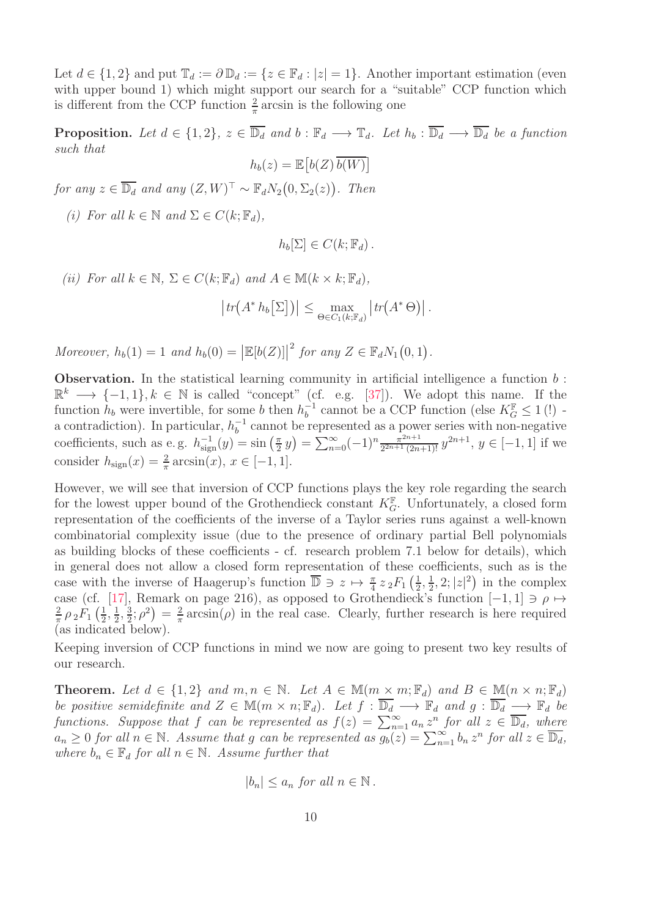Let $d \in \{1, 2\}$ and put $\mathbb{T}_d := \partial\,\mathbb{D}_d := \{z \in \mathbb{F}_d : |z| = 1\}$. Another important estimation (even with upper bound 1) which might support our search for a "suitable" CCP function which is different from the CCP function $\frac{2}{\pi}\arcsin$ is the following one

**Proposition.** *Let $d \in \{1, 2\}$, $z \in \overline{\mathbb{D}_d}$ and $b : \mathbb{F}_d \longrightarrow \mathbb{T}_d$. Let $h_b : \overline{\mathbb{D}_d} \longrightarrow \overline{\mathbb{D}_d}$ be a function such that*

$$h_b(z) = \mathbb{E}\big[b(Z)\,\overline{b(W)}\big]$$

*for any $z \in \overline{\mathbb{D}_d}$ and any $(Z, W)^\top \sim \mathbb{F}_d N_2\big(0, \Sigma_2(z)\big)$. Then*

*(i) For all $k \in \mathbb{N}$ and $\Sigma \in C(k; \mathbb{F}_d)$,*

$$h_b[\Sigma] \in C(k; \mathbb{F}_d)\,.$$

*(ii) For all $k \in \mathbb{N}$, $\Sigma \in C(k; \mathbb{F}_d)$ and $A \in \mathbb{M}(k \times k; \mathbb{F}_d)$,*

$$\big|tr\big(A^* \, h_b\big[\Sigma\big]\big)\big| \leq \max_{\Theta \in C_1(k;\mathbb{F}_d)} \big|tr\big(A^*\,\Theta\big)\big|\,.$$

*Moreover, $h_b(1) = 1$ and $h_b(0) = \big|\mathbb{E}[b(Z)]\big|^2$ for any $Z \in \mathbb{F}_d N_1\big(0, 1\big)$.*

**Observation.** In the statistical learning community in artificial intelligence a function $b : \mathbb{R}^k \longrightarrow \{-1, 1\}, k \in \mathbb{N}$ is called "concept" (cf. e.g. [37]). We adopt this name. If the function $h_b$ were invertible, for some $b$ then $h_b^{-1}$ cannot be a CCP function (else $K_G^{\mathbb{F}} \leq 1$ (!) - a contradiction). In particular, $h_b^{-1}$ cannot be represented as a power series with non-negative coefficients, such as e. g. $h_{\text{sign}}^{-1}(y) = \sin\big(\frac{\pi}{2}\,y\big) = \sum_{n=0}^{\infty}(-1)^n \frac{\pi^{2n+1}}{2^{2n+1}\,(2n+1)!}\,y^{2n+1}$, $y \in [-1, 1]$ if we consider $h_{\text{sign}}(x) = \frac{2}{\pi}\arcsin(x)$, $x \in [-1, 1]$.

However, we will see that inversion of CCP functions plays the key role regarding the search for the lowest upper bound of the Grothendieck constant $K_G^{\mathbb{F}}$. Unfortunately, a closed form representation of the coefficients of the inverse of a Taylor series runs against a well-known combinatorial complexity issue (due to the presence of ordinary partial Bell polynomials as building blocks of these coefficients - cf. research problem 7.1 below for details), which in general does not allow a closed form representation of these coefficients, such as is the case with the inverse of Haagerup's function $\overline{\mathbb{D}} \ni z \mapsto \frac{\pi}{4}\,z\,{}_2F_1\big(\frac{1}{2}, \frac{1}{2}, 2; |z|^2\big)$ in the complex case (cf. [17], Remark on page 216), as opposed to Grothendieck's function $[-1, 1] \ni \rho \mapsto \frac{2}{\pi}\,\rho\,{}_2F_1\big(\frac{1}{2}, \frac{1}{2}, \frac{3}{2}; \rho^2\big) = \frac{2}{\pi}\arcsin(\rho)$ in the real case. Clearly, further research is here required (as indicated below).

Keeping inversion of CCP functions in mind we now are going to present two key results of our research.

**Theorem.** *Let $d \in \{1, 2\}$ and $m, n \in \mathbb{N}$. Let $A \in \mathbb{M}(m \times m; \mathbb{F}_d)$ and $B \in \mathbb{M}(n \times n; \mathbb{F}_d)$ be positive semidefinite and $Z \in \mathbb{M}(m \times n; \mathbb{F}_d)$. Let $f : \overline{\mathbb{D}_d} \longrightarrow \mathbb{F}_d$ and $g : \overline{\mathbb{D}_d} \longrightarrow \mathbb{F}_d$ be functions. Suppose that $f$ can be represented as $f(z) = \sum_{n=1}^{\infty} a_n\,z^n$ for all $z \in \overline{\mathbb{D}_d}$, where $a_n \geq 0$ for all $n \in \mathbb{N}$. Assume that $g$ can be represented as $g_b(z) = \sum_{n=1}^{\infty} b_n\,z^n$ for all $z \in \overline{\mathbb{D}_d}$, where $b_n \in \mathbb{F}_d$ for all $n \in \mathbb{N}$. Assume further that*

$$|b_n| \leq a_n \text{ for all } n \in \mathbb{N}\,.$$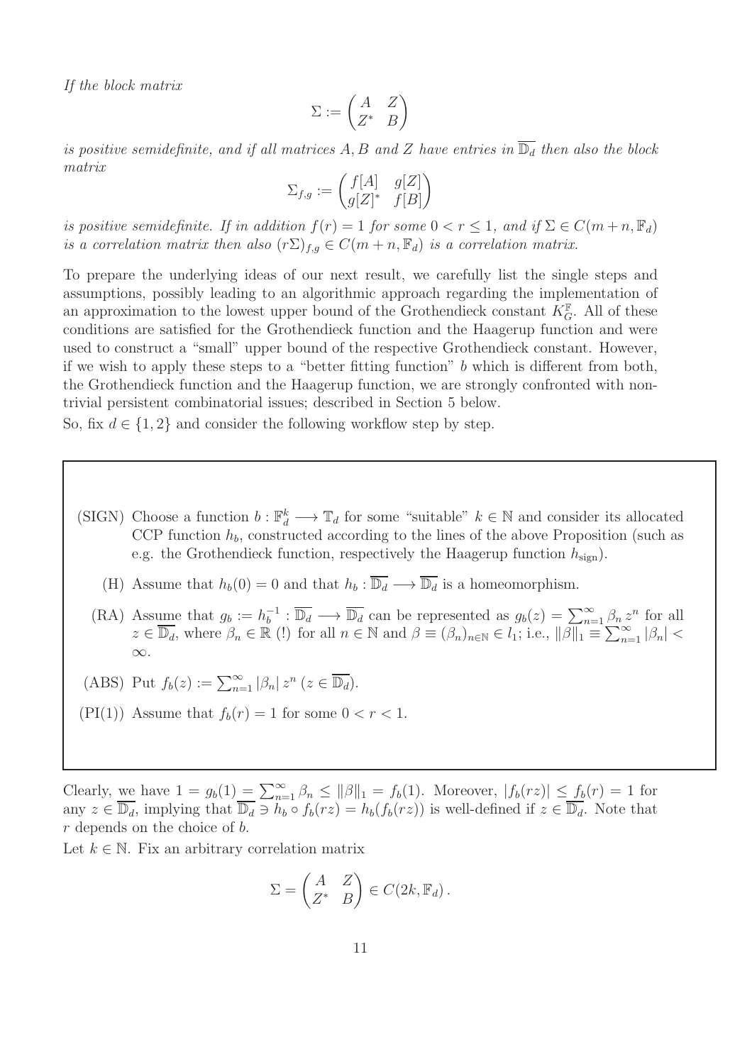*If the block matrix*

$$\Sigma := \begin{pmatrix} A & Z \\ Z^* & B \end{pmatrix}$$

*is positive semidefinite, and if all matrices $A, B$ and $Z$ have entries in $\overline{\mathbb{D}_d}$ then also the block matrix*

$$\Sigma_{f,g} := \begin{pmatrix} f[A] & g[Z] \\ g[Z]^* & f[B] \end{pmatrix}$$

*is positive semidefinite. If in addition $f(r) = 1$ for some $0 < r \leq 1$, and if $\Sigma \in C(m+n, \mathbb{F}_d)$ is a correlation matrix then also $(r\Sigma)_{f,g} \in C(m+n, \mathbb{F}_d)$ is a correlation matrix.*

To prepare the underlying ideas of our next result, we carefully list the single steps and assumptions, possibly leading to an algorithmic approach regarding the implementation of an approximation to the lowest upper bound of the Grothendieck constant $K_G^{\mathbb{F}}$. All of these conditions are satisfied for the Grothendieck function and the Haagerup function and were used to construct a "small" upper bound of the respective Grothendieck constant. However, if we wish to apply these steps to a "better fitting function" $b$ which is different from both, the Grothendieck function and the Haagerup function, we are strongly confronted with non-trivial persistent combinatorial issues; described in Section 5 below.

So, fix $d \in \{1, 2\}$ and consider the following workflow step by step.

- (SIGN) Choose a function $b : \mathbb{F}_d^k \longrightarrow \mathbb{T}_d$ for some "suitable" $k \in \mathbb{N}$ and consider its allocated CCP function $h_b$, constructed according to the lines of the above Proposition (such as e.g. the Grothendieck function, respectively the Haagerup function $h_{\text{sign}}$).
  - (H) Assume that $h_b(0) = 0$ and that $h_b : \overline{\mathbb{D}_d} \longrightarrow \overline{\mathbb{D}_d}$ is a homeomorphism.
  - (RA) Assume that $g_b := h_b^{-1} : \overline{\mathbb{D}_d} \longrightarrow \overline{\mathbb{D}_d}$ can be represented as $g_b(z) = \sum_{n=1}^{\infty} \beta_n z^n$ for all $z \in \overline{\mathbb{D}_d}$, where $\beta_n \in \mathbb{R}$ (!) for all $n \in \mathbb{N}$ and $\beta \equiv (\beta_n)_{n \in \mathbb{N}} \in l_1$; i.e., $\|\beta\|_1 \equiv \sum_{n=1}^{\infty} |\beta_n| < \infty$.
- (ABS) Put $f_b(z) := \sum_{n=1}^{\infty} |\beta_n| z^n$ ($z \in \overline{\mathbb{D}_d}$).
- (PI(1)) Assume that $f_b(r) = 1$ for some $0 < r < 1$.

Clearly, we have $1 = g_b(1) = \sum_{n=1}^{\infty} \beta_n \leq \|\beta\|_1 = f_b(1)$. Moreover, $|f_b(rz)| \leq f_b(r) = 1$ for any $z \in \overline{\mathbb{D}_d}$, implying that $\overline{\mathbb{D}_d} \ni h_b \circ f_b(rz) = h_b(f_b(rz))$ is well-defined if $z \in \overline{\mathbb{D}_d}$. Note that $r$ depends on the choice of $b$.

Let $k \in \mathbb{N}$. Fix an arbitrary correlation matrix

$$\Sigma = \begin{pmatrix} A & Z \\ Z^* & B \end{pmatrix} \in C(2k, \mathbb{F}_d)\,.$$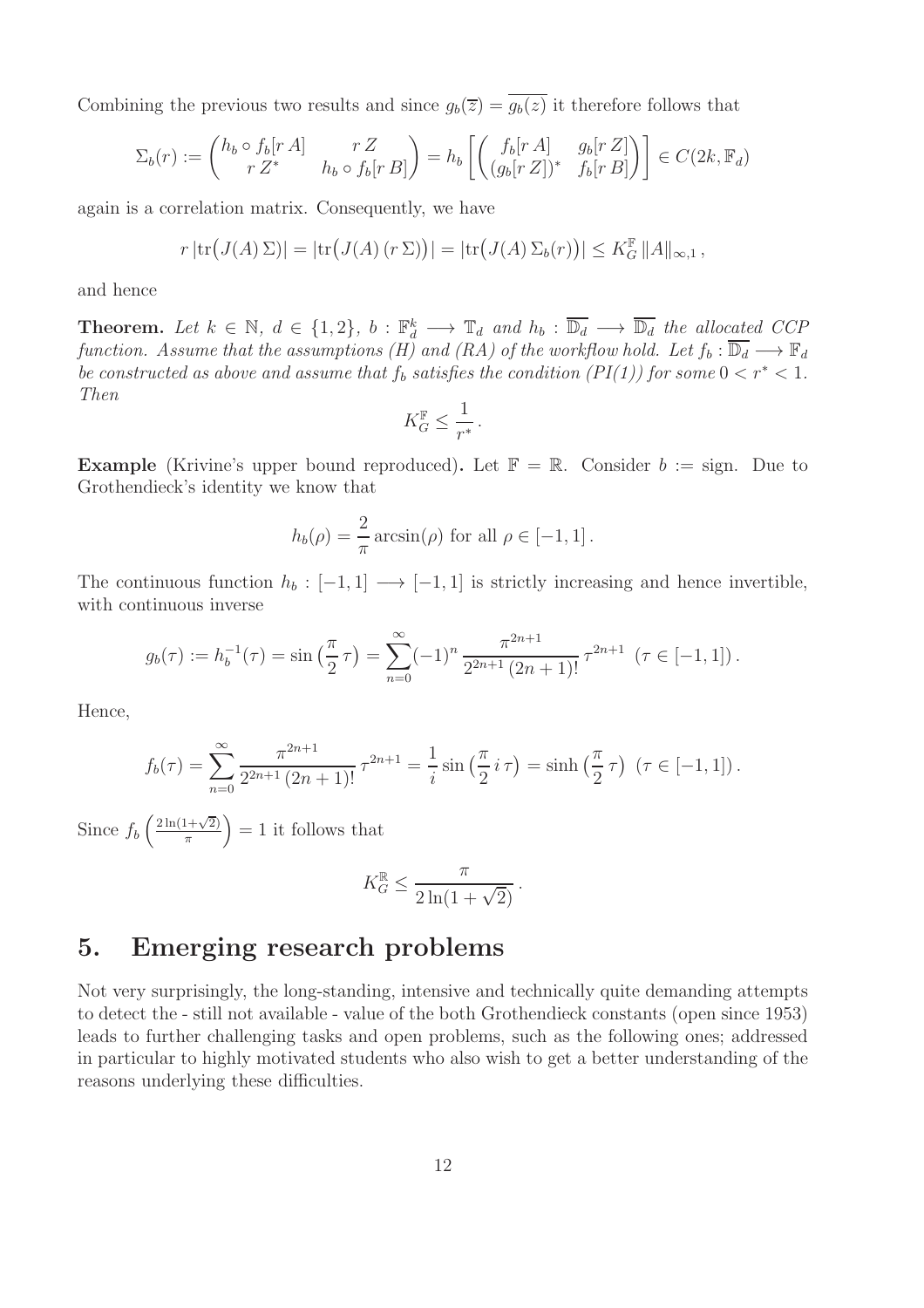Combining the previous two results and since $g_b(\overline{z}) = \overline{g_b(z)}$ it therefore follows that

$$\Sigma_b(r) := \begin{pmatrix} h_b \circ f_b[r\,A] & r\,Z \\ r\,Z^* & h_b \circ f_b[r\,B] \end{pmatrix} = h_b \left[ \begin{pmatrix} f_b[r\,A] & g_b[r\,Z] \\ (g_b[r\,Z])^* & f_b[r\,B] \end{pmatrix} \right] \in C(2k, \mathbb{F}_d)$$

again is a correlation matrix. Consequently, we have

$$r\,|\mathrm{tr}\big(J(A)\,\Sigma\big)| = |\mathrm{tr}\big(J(A)\,(r\,\Sigma)\big)| = |\mathrm{tr}\big(J(A)\,\Sigma_b(r)\big)| \leq K_G^{\mathbb{F}}\, \|A\|_{\infty,1}\,,$$

and hence

**Theorem.** *Let $k \in \mathbb{N}$, $d \in \{1, 2\}$, $b : \mathbb{F}_d^k \longrightarrow \mathbb{T}_d$ and $h_b : \overline{\mathbb{D}_d} \longrightarrow \overline{\mathbb{D}_d}$ the allocated CCP function. Assume that the assumptions (H) and (RA) of the workflow hold. Let $f_b : \overline{\mathbb{D}_d} \longrightarrow \mathbb{F}_d$ be constructed as above and assume that $f_b$ satisfies the condition (PI(1)) for some $0 < r^* < 1$. Then*

$$K_G^{\mathbb{F}} \leq \frac{1}{r^*}\,.$$

**Example** (Krivine's upper bound reproduced)**.** Let $\mathbb{F} = \mathbb{R}$. Consider $b := \mathrm{sign}$. Due to Grothendieck's identity we know that

$$h_b(\rho) = \frac{2}{\pi}\arcsin(\rho) \text{ for all } \rho \in [-1, 1]\,.$$

The continuous function $h_b : [-1, 1] \longrightarrow [-1, 1]$ is strictly increasing and hence invertible, with continuous inverse

$$g_b(\tau) := h_b^{-1}(\tau) = \sin\big(\frac{\pi}{2}\,\tau\big) = \sum_{n=0}^{\infty} (-1)^n \frac{\pi^{2n+1}}{2^{2n+1}\,(2n+1)!}\,\tau^{2n+1} \;\; (\tau \in [-1, 1])\,.$$

Hence,

$$f_b(\tau) = \sum_{n=0}^{\infty} \frac{\pi^{2n+1}}{2^{2n+1}\,(2n+1)!}\,\tau^{2n+1} = \frac{1}{i}\sin\big(\frac{\pi}{2}\,i\,\tau\big) = \sinh\big(\frac{\pi}{2}\,\tau\big) \;\; (\tau \in [-1, 1])\,.$$

Since $f_b\left(\frac{2\ln(1+\sqrt{2})}{\pi}\right) = 1$ it follows that

$$K_G^{\mathbb{R}} \leq \frac{\pi}{2\ln(1+\sqrt{2})}\,.$$

# 5. Emerging research problems

Not very surprisingly, the long-standing, intensive and technically quite demanding attempts to detect the - still not available - value of the both Grothendieck constants (open since 1953) leads to further challenging tasks and open problems, such as the following ones; addressed in particular to highly motivated students who also wish to get a better understanding of the reasons underlying these difficulties.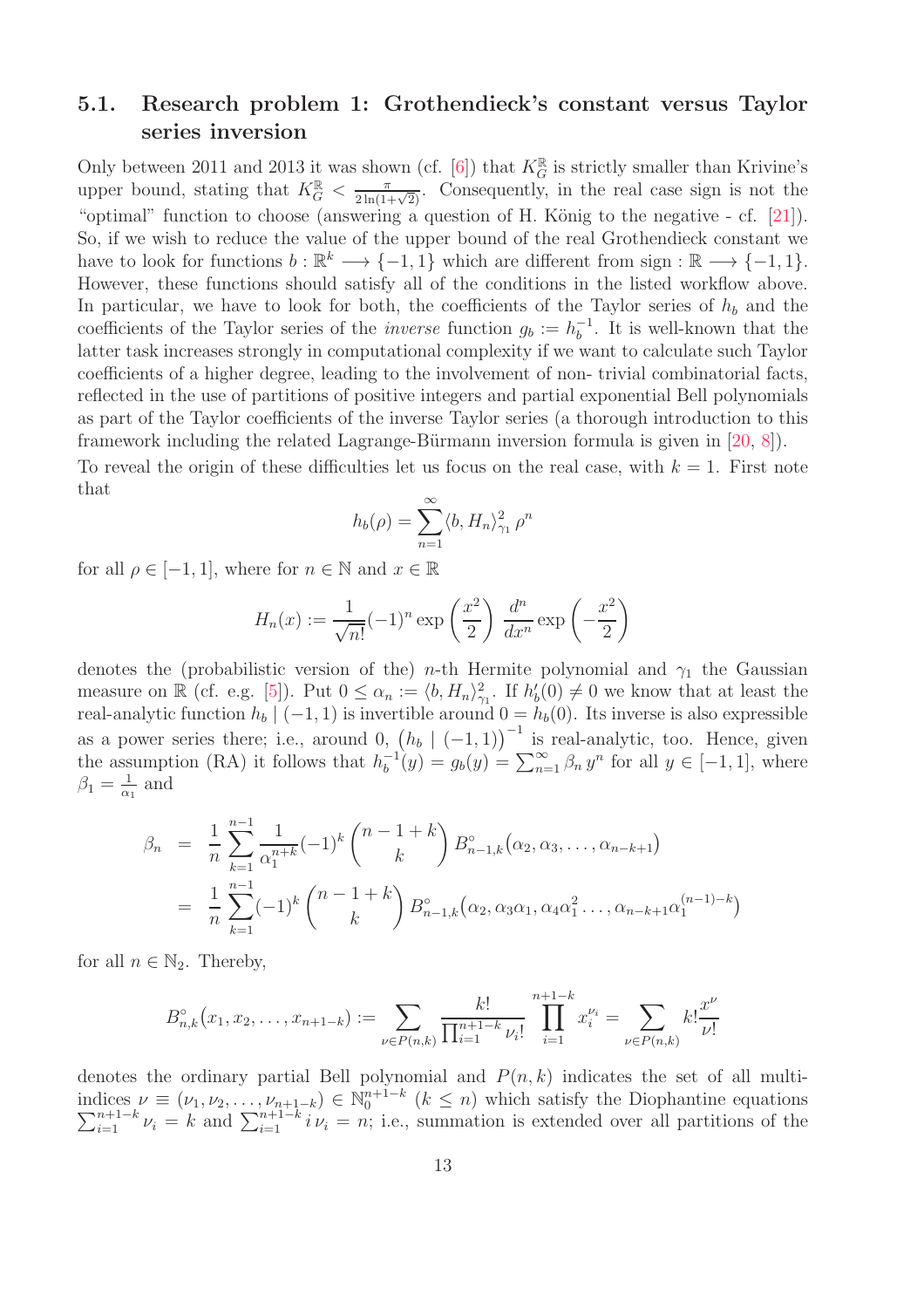### 5.1. Research problem 1: Grothendieck's constant versus Taylor series inversion

Only between 2011 and 2013 it was shown (cf. [6]) that $K_G^{\mathbb{R}}$ is strictly smaller than Krivine's upper bound, stating that $K_G^{\mathbb{R}} < \frac{\pi}{2\ln(1+\sqrt{2})}$. Consequently, in the real case sign is not the "optimal" function to choose (answering a question of H. König to the negative - cf. [21]). So, if we wish to reduce the value of the upper bound of the real Grothendieck constant we have to look for functions $b : \mathbb{R}^k \longrightarrow \{-1, 1\}$ which are different from $\text{sign} : \mathbb{R} \longrightarrow \{-1, 1\}$. However, these functions should satisfy all of the conditions in the listed workflow above. In particular, we have to look for both, the coefficients of the Taylor series of $h_b$ and the coefficients of the Taylor series of the *inverse* function $g_b := h_b^{-1}$. It is well-known that the latter task increases strongly in computational complexity if we want to calculate such Taylor coefficients of a higher degree, leading to the involvement of non- trivial combinatorial facts, reflected in the use of partitions of positive integers and partial exponential Bell polynomials as part of the Taylor coefficients of the inverse Taylor series (a thorough introduction to this framework including the related Lagrange-Bürmann inversion formula is given in [20, 8]).

To reveal the origin of these difficulties let us focus on the real case, with $k = 1$. First note that

$$h_b(\rho) = \sum_{n=1}^{\infty} \langle b, H_n \rangle_{\gamma_1}^2 \, \rho^n$$

for all $\rho \in [-1, 1]$, where for $n \in \mathbb{N}$ and $x \in \mathbb{R}$

$$H_n(x) := \frac{1}{\sqrt{n!}} (-1)^n \exp\left(\frac{x^2}{2}\right) \frac{d^n}{dx^n} \exp\left(-\frac{x^2}{2}\right)$$

denotes the (probabilistic version of the) $n$-th Hermite polynomial and $\gamma_1$ the Gaussian measure on $\mathbb{R}$ (cf. e.g. [5]). Put $0 \leq \alpha_n := \langle b, H_n \rangle_{\gamma_1}^2$. If $h_b'(0) \neq 0$ we know that at least the real-analytic function $h_b \mid (-1, 1)$ is invertible around $0 = h_b(0)$. Its inverse is also expressible as a power series there; i.e., around 0, $\big(h_b \mid (-1, 1)\big)^{-1}$ is real-analytic, too. Hence, given the assumption (RA) it follows that $h_b^{-1}(y) = g_b(y) = \sum_{n=1}^{\infty} \beta_n \, y^n$ for all $y \in [-1, 1]$, where $\beta_1 = \frac{1}{\alpha_1}$ and

$$\begin{aligned}
\beta_n &= \frac{1}{n} \sum_{k=1}^{n-1} \frac{1}{\alpha_1^{n+k}} (-1)^k \binom{n-1+k}{k} B_{n-1,k}^{\circ}\big(\alpha_2, \alpha_3, \ldots, \alpha_{n-k+1}\big) \\
&= \frac{1}{n} \sum_{k=1}^{n-1} (-1)^k \binom{n-1+k}{k} B_{n-1,k}^{\circ}\big(\alpha_2, \alpha_3 \alpha_1, \alpha_4 \alpha_1^2 \ldots, \alpha_{n-k+1} \alpha_1^{(n-1)-k}\big)
\end{aligned}$$

for all $n \in \mathbb{N}_2$. Thereby,

$$B_{n,k}^{\circ}\big(x_1, x_2, \ldots, x_{n+1-k}\big) := \sum_{\nu \in P(n,k)} \frac{k!}{\prod_{i=1}^{n+1-k} \nu_i!} \prod_{i=1}^{n+1-k} x_i^{\nu_i} = \sum_{\nu \in P(n,k)} k! \frac{x^{\nu}}{\nu!}$$

denotes the ordinary partial Bell polynomial and $P(n, k)$ indicates the set of all multi-indices $\nu \equiv (\nu_1, \nu_2, \ldots, \nu_{n+1-k}) \in \mathbb{N}_0^{n+1-k}$ ($k \leq n$) which satisfy the Diophantine equations $\sum_{i=1}^{n+1-k} \nu_i = k$ and $\sum_{i=1}^{n+1-k} i \, \nu_i = n$; i.e., summation is extended over all partitions of the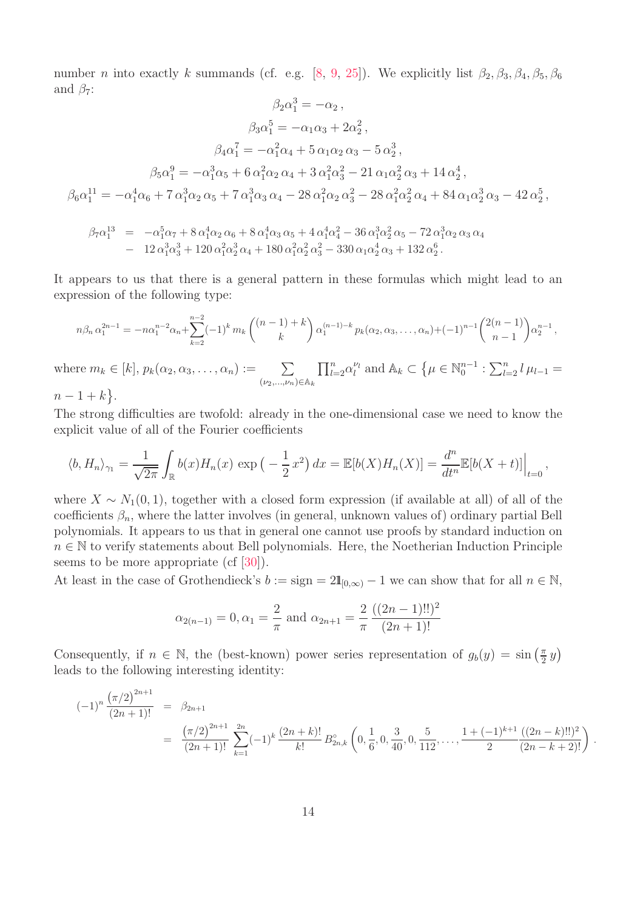number $n$ into exactly $k$ summands (cf. e.g. [8, 9, 25]). We explicitly list $\beta_2, \beta_3, \beta_4, \beta_5, \beta_6$ and $\beta_7$:

$$\beta_2\alpha_1^3 = -\alpha_2\,,$$

$$\beta_3\alpha_1^5 = -\alpha_1\alpha_3 + 2\alpha_2^2\,,$$

$$\beta_4\alpha_1^7 = -\alpha_1^2\alpha_4 + 5\,\alpha_1\alpha_2\,\alpha_3 - 5\,\alpha_2^3\,,$$

$$\beta_5\alpha_1^9 = -\alpha_1^3\alpha_5 + 6\,\alpha_1^2\alpha_2\,\alpha_4 + 3\,\alpha_1^2\alpha_3^2 - 21\,\alpha_1\alpha_2^2\,\alpha_3 + 14\,\alpha_2^4\,,$$

$$\beta_6\alpha_1^{11} = -\alpha_1^4\alpha_6 + 7\,\alpha_1^3\alpha_2\,\alpha_5 + 7\,\alpha_1^3\alpha_3\,\alpha_4 - 28\,\alpha_1^2\alpha_2\,\alpha_3^2 - 28\,\alpha_1^2\alpha_2^2\,\alpha_4 + 84\,\alpha_1\alpha_2^3\,\alpha_3 - 42\,\alpha_2^5\,,$$

$$\begin{aligned}\beta_7\alpha_1^{13} &= -\alpha_1^5\alpha_7 + 8\,\alpha_1^4\alpha_2\,\alpha_6 + 8\,\alpha_1^4\alpha_3\,\alpha_5 + 4\,\alpha_1^4\alpha_4^2 - 36\,\alpha_1^3\alpha_2^2\,\alpha_5 - 72\,\alpha_1^3\alpha_2\,\alpha_3\,\alpha_4\\ &\quad - 12\,\alpha_1^3\alpha_3^3 + 120\,\alpha_1^2\alpha_2^3\,\alpha_4 + 180\,\alpha_1^2\alpha_2^2\,\alpha_3^2 - 330\,\alpha_1\alpha_2^4\,\alpha_3 + 132\,\alpha_2^6\,.\end{aligned}$$

It appears to us that there is a general pattern in these formulas which might lead to an expression of the following type:

$$n\beta_n\,\alpha_1^{2n-1} = -n\alpha_1^{n-2}\alpha_n + \sum_{k=2}^{n-2}(-1)^k\,m_k\binom{(n-1)+k}{k}\alpha_1^{(n-1)-k}\,p_k(\alpha_2,\alpha_3,\ldots,\alpha_n) + (-1)^{n-1}\binom{2(n-1)}{n-1}\alpha_2^{n-1}\,,$$

where $m_k \in [k]$, $p_k(\alpha_2, \alpha_3, \ldots, \alpha_n) := \sum_{(\nu_2,\ldots,\nu_n)\in\mathbb{A}_k} \prod_{l=2}^n \alpha_l^{\nu_l}$ and $\mathbb{A}_k \subset \{\mu \in \mathbb{N}_0^{n-1} : \sum_{l=2}^n l\,\mu_{l-1} = n-1+k\}$.

The strong difficulties are twofold: already in the one-dimensional case we need to know the explicit value of all of the Fourier coefficients

$$\langle b, H_n\rangle_{\gamma_1} = \frac{1}{\sqrt{2\pi}}\int_{\mathbb{R}} b(x)H_n(x)\,\exp\big(-\frac{1}{2}x^2\big)\,dx = \mathbb{E}[b(X)H_n(X)] = \frac{d^n}{dt^n}\mathbb{E}[b(X+t)]\Big|_{t=0}\,,$$

where $X \sim N_1(0,1)$, together with a closed form expression (if available at all) of all of the coefficients $\beta_n$, where the latter involves (in general, unknown values of) ordinary partial Bell polynomials. It appears to us that in general one cannot use proofs by standard induction on $n \in \mathbb{N}$ to verify statements about Bell polynomials. Here, the Noetherian Induction Principle seems to be more appropriate (cf [30]).

At least in the case of Grothendieck's $b := \text{sign} = 2\mathbb{1}_{[0,\infty)} - 1$ we can show that for all $n \in \mathbb{N}$,

$$\alpha_{2(n-1)} = 0, \alpha_1 = \frac{2}{\pi} \text{ and } \alpha_{2n+1} = \frac{2}{\pi}\frac{((2n-1)!!)^2}{(2n+1)!}$$

Consequently, if $n \in \mathbb{N}$, the (best-known) power series representation of $g_b(y) = \sin\big(\frac{\pi}{2}\,y\big)$ leads to the following interesting identity:

$$\begin{aligned}(-1)^n\frac{(\pi/2)^{2n+1}}{(2n+1)!} &= \beta_{2n+1}\\ &= \frac{(\pi/2)^{2n+1}}{(2n+1)!}\sum_{k=1}^{2n}(-1)^k\frac{(2n+k)!}{k!}\,B^{\circ}_{2n,k}\left(0,\frac{1}{6},0,\frac{3}{40},0,\frac{5}{112},\ldots,\frac{1+(-1)^{k+1}}{2}\frac{((2n-k)!!)^2}{(2n-k+2)!}\right).\end{aligned}$$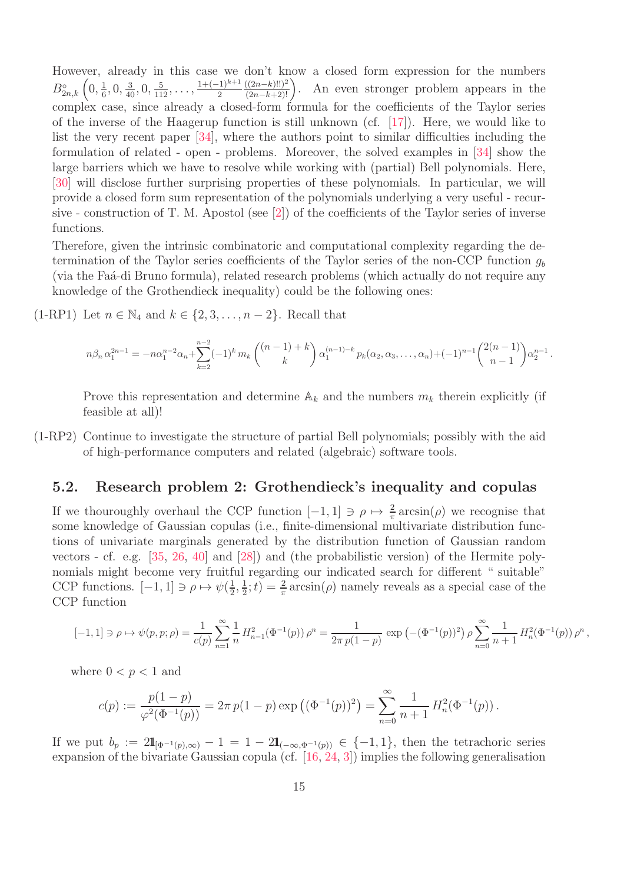However, already in this case we don't know a closed form expression for the numbers $B^{\circ}_{2n,k}\left(0, \frac{1}{6}, 0, \frac{3}{40}, 0, \frac{5}{112}, \ldots, \frac{1+(-1)^{k+1}}{2}\frac{((2n-k)!!)^2}{(2n-k+2)!}\right)$. An even stronger problem appears in the complex case, since already a closed-form formula for the coefficients of the Taylor series of the inverse of the Haagerup function is still unknown (cf. [17]). Here, we would like to list the very recent paper [34], where the authors point to similar difficulties including the formulation of related - open - problems. Moreover, the solved examples in [34] show the large barriers which we have to resolve while working with (partial) Bell polynomials. Here, [30] will disclose further surprising properties of these polynomials. In particular, we will provide a closed form sum representation of the polynomials underlying a very useful - recursive - construction of T. M. Apostol (see [2]) of the coefficients of the Taylor series of inverse functions.

Therefore, given the intrinsic combinatoric and computational complexity regarding the determination of the Taylor series coefficients of the Taylor series of the non-CCP function $g_b$ (via the Faá-di Bruno formula), related research problems (which actually do not require any knowledge of the Grothendieck inequality) could be the following ones:

(1-RP1) Let $n \in \mathbb{N}_4$ and $k \in \{2, 3, \ldots, n-2\}$. Recall that

$$n\beta_n\,\alpha_1^{2n-1} = -n\alpha_1^{n-2}\alpha_n + \sum_{k=2}^{n-2}(-1)^k\, m_k \binom{(n-1)+k}{k}\alpha_1^{(n-1)-k}\, p_k(\alpha_2, \alpha_3, \ldots, \alpha_n) + (-1)^{n-1}\binom{2(n-1)}{n-1}\alpha_2^{n-1}\,.$$

Prove this representation and determine $\mathbb{A}_k$ and the numbers $m_k$ therein explicitly (if feasible at all)!

(1-RP2) Continue to investigate the structure of partial Bell polynomials; possibly with the aid of high-performance computers and related (algebraic) software tools.

## 5.2. Research problem 2: Grothendieck's inequality and copulas

If we thouroughly overhaul the CCP function $[-1, 1] \ni \rho \mapsto \frac{2}{\pi}\arcsin(\rho)$ we recognise that some knowledge of Gaussian copulas (i.e., finite-dimensional multivariate distribution functions of univariate marginals generated by the distribution function of Gaussian random vectors - cf. e.g. [35, 26, 40] and [28]) and (the probabilistic version) of the Hermite polynomials might become very fruitful regarding our indicated search for different " suitable" CCP functions. $[-1, 1] \ni \rho \mapsto \psi(\frac{1}{2}, \frac{1}{2}; t) = \frac{2}{\pi}\arcsin(\rho)$ namely reveals as a special case of the CCP function

$$[-1, 1] \ni \rho \mapsto \psi(p, p; \rho) = \frac{1}{c(p)}\sum_{n=1}^{\infty}\frac{1}{n}H^2_{n-1}(\Phi^{-1}(p))\,\rho^n = \frac{1}{2\pi\, p(1-p)}\,\exp\left(-(\Phi^{-1}(p))^2\right)\rho\sum_{n=0}^{\infty}\frac{1}{n+1}H^2_n(\Phi^{-1}(p))\,\rho^n\,,$$

where $0 < p < 1$ and

$$c(p) := \frac{p(1-p)}{\varphi^2(\Phi^{-1}(p))} = 2\pi\, p(1-p)\exp\left((\Phi^{-1}(p))^2\right) = \sum_{n=0}^{\infty}\frac{1}{n+1}H^2_n(\Phi^{-1}(p))\,.$$

If we put $b_p := 2\mathbb{1}_{[\Phi^{-1}(p),\infty)} - 1 = 1 - 2\mathbb{1}_{(-\infty,\Phi^{-1}(p))} \in \{-1, 1\}$, then the tetrachoric series expansion of the bivariate Gaussian copula (cf. [16, 24, 3]) implies the following generalisation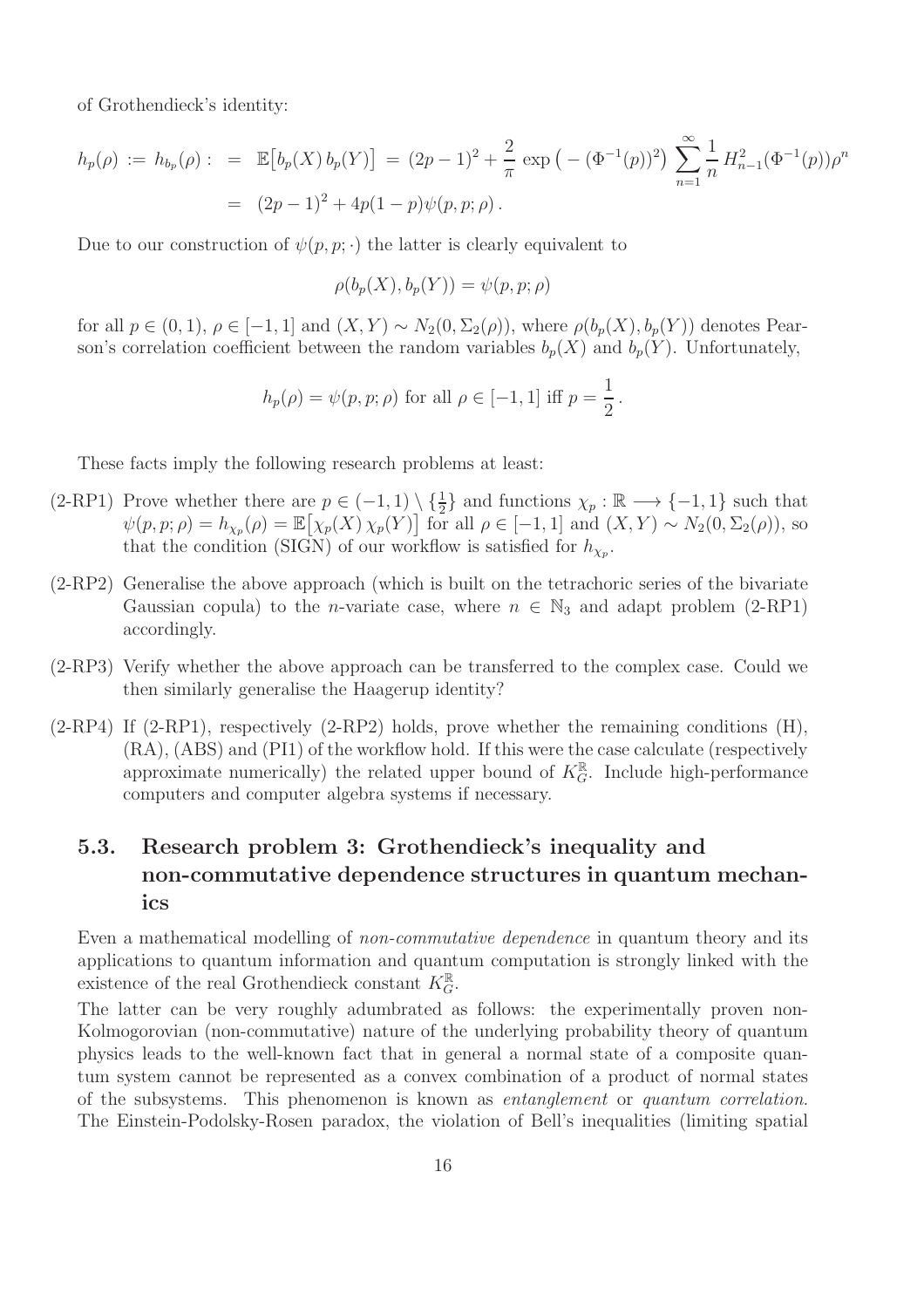of Grothendieck's identity:

$$
\begin{aligned}
h_p(\rho) := h_{b_p}(\rho) : &= \mathbb{E}\big[b_p(X)\, b_p(Y)\big] = (2p-1)^2 + \frac{2}{\pi}\exp\big(-(\Phi^{-1}(p))^2\big) \sum_{n=1}^{\infty} \frac{1}{n} H_{n-1}^2(\Phi^{-1}(p))\rho^n \\
&= (2p-1)^2 + 4p(1-p)\psi(p,p;\rho)\,.
\end{aligned}
$$

Due to our construction of $\psi(p,p;\cdot)$ the latter is clearly equivalent to

$$
\rho(b_p(X), b_p(Y)) = \psi(p,p;\rho)
$$

for all $p \in (0,1)$, $\rho \in [-1,1]$ and $(X,Y) \sim N_2(0, \Sigma_2(\rho))$, where $\rho(b_p(X), b_p(Y))$ denotes Pearson's correlation coefficient between the random variables $b_p(X)$ and $b_p(Y)$. Unfortunately,

$$
h_p(\rho) = \psi(p,p;\rho) \text{ for all } \rho \in [-1,1] \text{ iff } p = \frac{1}{2}\,.
$$

These facts imply the following research problems at least:

- (2-RP1) Prove whether there are $p \in (-1,1) \setminus \{\frac{1}{2}\}$ and functions $\chi_p : \mathbb{R} \longrightarrow \{-1,1\}$ such that $\psi(p,p;\rho) = h_{\chi_p}(\rho) = \mathbb{E}\big[\chi_p(X)\, \chi_p(Y)\big]$ for all $\rho \in [-1,1]$ and $(X,Y) \sim N_2(0, \Sigma_2(\rho))$, so that the condition (SIGN) of our workflow is satisfied for $h_{\chi_p}$.
- (2-RP2) Generalise the above approach (which is built on the tetrachoric series of the bivariate Gaussian copula) to the $n$-variate case, where $n \in \mathbb{N}_3$ and adapt problem (2-RP1) accordingly.
- (2-RP3) Verify whether the above approach can be transferred to the complex case. Could we then similarly generalise the Haagerup identity?
- (2-RP4) If (2-RP1), respectively (2-RP2) holds, prove whether the remaining conditions (H), (RA), (ABS) and (PI1) of the workflow hold. If this were the case calculate (respectively approximate numerically) the related upper bound of $K_G^{\mathbb{R}}$. Include high-performance computers and computer algebra systems if necessary.

## 5.3. Research problem 3: Grothendieck's inequality and non-commutative dependence structures in quantum mechanics

Even a mathematical modelling of *non-commutative dependence* in quantum theory and its applications to quantum information and quantum computation is strongly linked with the existence of the real Grothendieck constant $K_G^{\mathbb{R}}$.

The latter can be very roughly adumbrated as follows: the experimentally proven non-Kolmogorovian (non-commutative) nature of the underlying probability theory of quantum physics leads to the well-known fact that in general a normal state of a composite quantum system cannot be represented as a convex combination of a product of normal states of the subsystems. This phenomenon is known as *entanglement* or *quantum correlation*. The Einstein-Podolsky-Rosen paradox, the violation of Bell's inequalities (limiting spatial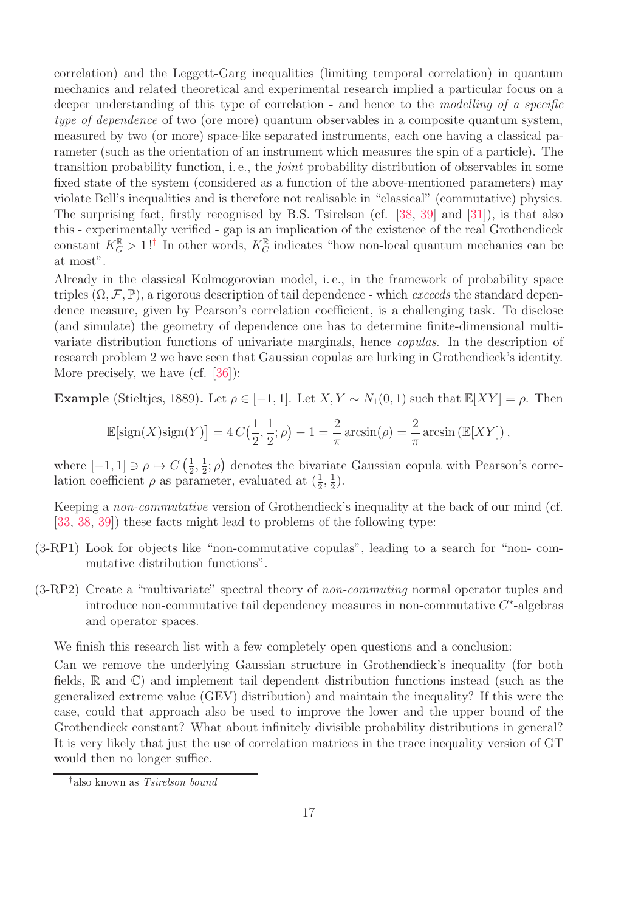correlation) and the Leggett-Garg inequalities (limiting temporal correlation) in quantum mechanics and related theoretical and experimental research implied a particular focus on a deeper understanding of this type of correlation - and hence to the *modelling of a specific type of dependence* of two (ore more) quantum observables in a composite quantum system, measured by two (or more) space-like separated instruments, each one having a classical parameter (such as the orientation of an instrument which measures the spin of a particle). The transition probability function, i. e., the *joint* probability distribution of observables in some fixed state of the system (considered as a function of the above-mentioned parameters) may violate Bell's inequalities and is therefore not realisable in "classical" (commutative) physics. The surprising fact, firstly recognised by B.S. Tsirelson (cf. [38, 39] and [31]), is that also this - experimentally verified - gap is an implication of the existence of the real Grothendieck constant $K_G^{\mathbb{R}} > 1$![†] In other words, $K_G^{\mathbb{R}}$ indicates "how non-local quantum mechanics can be at most".

Already in the classical Kolmogorovian model, i. e., in the framework of probability space triples $(\Omega, \mathcal{F}, \mathbb{P})$, a rigorous description of tail dependence - which *exceeds* the standard dependence measure, given by Pearson's correlation coefficient, is a challenging task. To disclose (and simulate) the geometry of dependence one has to determine finite-dimensional multivariate distribution functions of univariate marginals, hence *copulas*. In the description of research problem 2 we have seen that Gaussian copulas are lurking in Grothendieck's identity. More precisely, we have (cf. [36]):

**Example** (Stieltjes, 1889)**.** Let $\rho \in [-1, 1]$. Let $X, Y \sim N_1(0, 1)$ such that $\mathbb{E}[XY] = \rho$. Then

$$\mathbb{E}[\text{sign}(X)\text{sign}(Y)] = 4\,C\big(\frac{1}{2}, \frac{1}{2}; \rho\big) - 1 = \frac{2}{\pi}\arcsin(\rho) = \frac{2}{\pi}\arcsin\left(\mathbb{E}[XY]\right),$$

where $[-1, 1] \ni \rho \mapsto C\left(\frac{1}{2}, \frac{1}{2}; \rho\right)$ denotes the bivariate Gaussian copula with Pearson's correlation coefficient $\rho$ as parameter, evaluated at $(\frac{1}{2}, \frac{1}{2})$.

Keeping a *non-commutative* version of Grothendieck's inequality at the back of our mind (cf. [33, 38, 39]) these facts might lead to problems of the following type:

(3-RP1) Look for objects like "non-commutative copulas", leading to a search for "non- commutative distribution functions".

(3-RP2) Create a "multivariate" spectral theory of *non-commuting* normal operator tuples and introduce non-commutative tail dependency measures in non-commutative $C^*$-algebras and operator spaces.

We finish this research list with a few completely open questions and a conclusion:

Can we remove the underlying Gaussian structure in Grothendieck's inequality (for both fields, $\mathbb{R}$ and $\mathbb{C}$) and implement tail dependent distribution functions instead (such as the generalized extreme value (GEV) distribution) and maintain the inequality? If this were the case, could that approach also be used to improve the lower and the upper bound of the Grothendieck constant? What about infinitely divisible probability distributions in general? It is very likely that just the use of correlation matrices in the trace inequality version of GT would then no longer suffice.

[†] also known as *Tsirelson bound*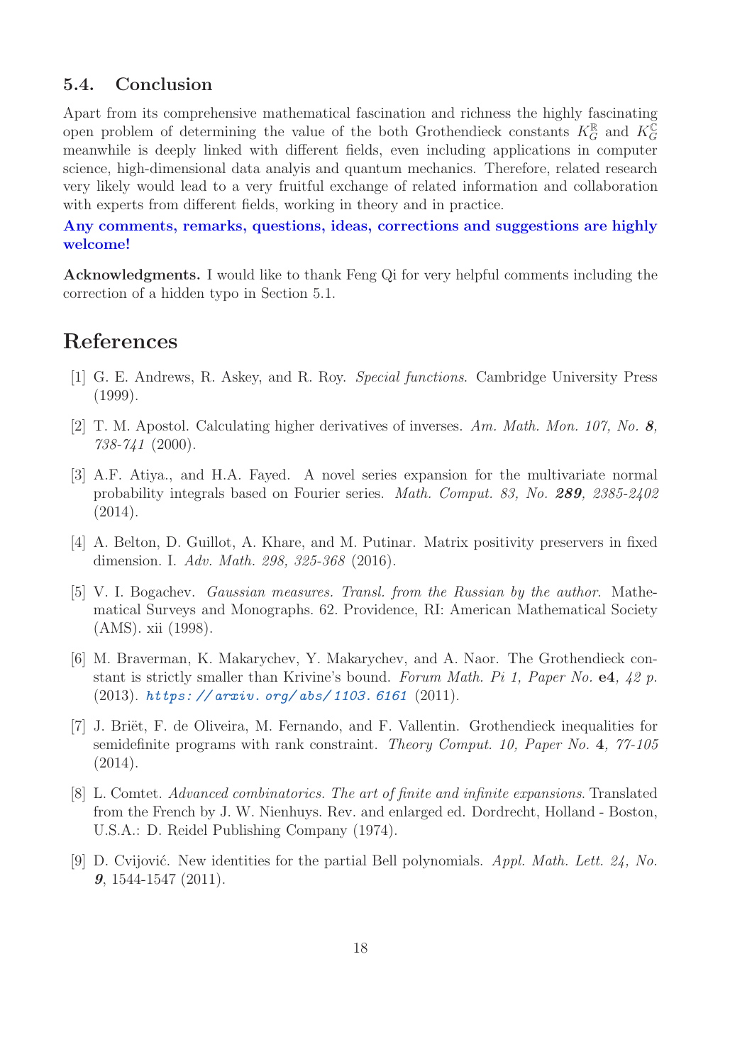### 5.4. Conclusion

Apart from its comprehensive mathematical fascination and richness the highly fascinating open problem of determining the value of the both Grothendieck constants $K_G^{\mathbb{R}}$ and $K_G^{\mathbb{C}}$ meanwhile is deeply linked with different fields, even including applications in computer science, high-dimensional data analyis and quantum mechanics. Therefore, related research very likely would lead to a very fruitful exchange of related information and collaboration with experts from different fields, working in theory and in practice.

**Any comments, remarks, questions, ideas, corrections and suggestions are highly welcome!**

**Acknowledgments.** I would like to thank Feng Qi for very helpful comments including the correction of a hidden typo in Section 5.1.

## References

[1] G. E. Andrews, R. Askey, and R. Roy. *Special functions*. Cambridge University Press (1999).

[2] T. M. Apostol. Calculating higher derivatives of inverses. *Am. Math. Mon. 107, No.* ***8****, 738-741* (2000).

[3] A.F. Atiya., and H.A. Fayed. A novel series expansion for the multivariate normal probability integrals based on Fourier series. *Math. Comput. 83, No.* ***289****, 2385-2402* (2014).

[4] A. Belton, D. Guillot, A. Khare, and M. Putinar. Matrix positivity preservers in fixed dimension. I. *Adv. Math. 298, 325-368* (2016).

[5] V. I. Bogachev. *Gaussian measures. Transl. from the Russian by the author*. Mathematical Surveys and Monographs. 62. Providence, RI: American Mathematical Society (AMS). xii (1998).

[6] M. Braverman, K. Makarychev, Y. Makarychev, and A. Naor. The Grothendieck constant is strictly smaller than Krivine's bound. *Forum Math. Pi 1, Paper No.* **e4***, 42 p.* (2013). *https://arxiv.org/abs/1103.6161* (2011).

[7] J. Briët, F. de Oliveira, M. Fernando, and F. Vallentin. Grothendieck inequalities for semidefinite programs with rank constraint. *Theory Comput. 10, Paper No.* **4***, 77-105* (2014).

[8] L. Comtet. *Advanced combinatorics. The art of finite and infinite expansions*. Translated from the French by J. W. Nienhuys. Rev. and enlarged ed. Dordrecht, Holland - Boston, U.S.A.: D. Reidel Publishing Company (1974).

[9] D. Cvijović. New identities for the partial Bell polynomials. *Appl. Math. Lett. 24, No.* ***9***, 1544-1547 (2011).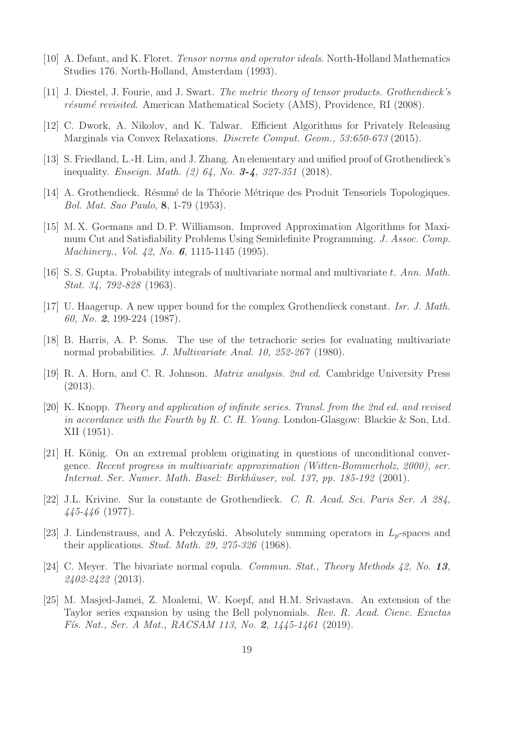[10] A. Defant, and K. Floret. *Tensor norms and operator ideals*. North-Holland Mathematics Studies 176. North-Holland, Amsterdam (1993).

[11] J. Diestel, J. Fourie, and J. Swart. *The metric theory of tensor products. Grothendieck's résumé revisited*. American Mathematical Society (AMS), Providence, RI (2008).

[12] C. Dwork, A. Nikolov, and K. Talwar. Efficient Algorithms for Privately Releasing Marginals via Convex Relaxations. *Discrete Comput. Geom., 53:650-673* (2015).

[13] S. Friedland, L.-H. Lim, and J. Zhang. An elementary and unified proof of Grothendieck's inequality. *Enseign. Math. (2) 64, No.* ***3-4****, 327-351* (2018).

[14] A. Grothendieck. Résumé de la Théorie Métrique des Produit Tensoriels Topologiques. *Bol. Mat. Sao Paulo*, **8**, 1-79 (1953).

[15] M. X. Goemans and D. P. Williamson. Improved Approximation Algorithms for Maximum Cut and Satisfiability Problems Using Semidefinite Programming. *J. Assoc. Comp. Machinery., Vol. 42, No.* ***6***, 1115-1145 (1995).

[16] S. S. Gupta. Probability integrals of multivariate normal and multivariate $t$. *Ann. Math. Stat. 34, 792-828* (1963).

[17] U. Haagerup. A new upper bound for the complex Grothendieck constant. *Isr. J. Math. 60, No.* ***2***, 199-224 (1987).

[18] B. Harris, A. P. Soms. The use of the tetrachoric series for evaluating multivariate normal probabilities. *J. Multivariate Anal. 10, 252-267* (1980).

[19] R. A. Horn, and C. R. Johnson. *Matrix analysis. 2nd ed*. Cambridge University Press (2013).

[20] K. Knopp. *Theory and application of infinite series. Transl. from the 2nd ed. and revised in accordance with the Fourth by R. C. H. Young*. London-Glasgow: Blackie & Son, Ltd. XII (1951).

[21] H. König. On an extremal problem originating in questions of unconditional convergence. *Recent progress in multivariate approximation (Witten-Bommerholz, 2000), ser. Internat. Ser. Numer. Math. Basel: Birkhäuser, vol. 137, pp. 185-192* (2001).

[22] J.L. Krivine. Sur la constante de Grothendieck. *C. R. Acad. Sci. Paris Ser. A 284, 445-446* (1977).

[23] J. Lindenstrauss, and A. Pełczyński. Absolutely summing operators in $L_p$-spaces and their applications. *Stud. Math. 29, 275-326* (1968).

[24] C. Meyer. The bivariate normal copula. *Commun. Stat., Theory Methods 42, No.* ***13****, 2402-2422* (2013).

[25] M. Masjed-Jamei, Z. Moalemi, W. Koepf, and H.M. Srivastava. An extension of the Taylor series expansion by using the Bell polynomials. *Rev. R. Acad. Cienc. Exactas Fís. Nat., Ser. A Mat., RACSAM 113, No.* ***2****, 1445-1461* (2019).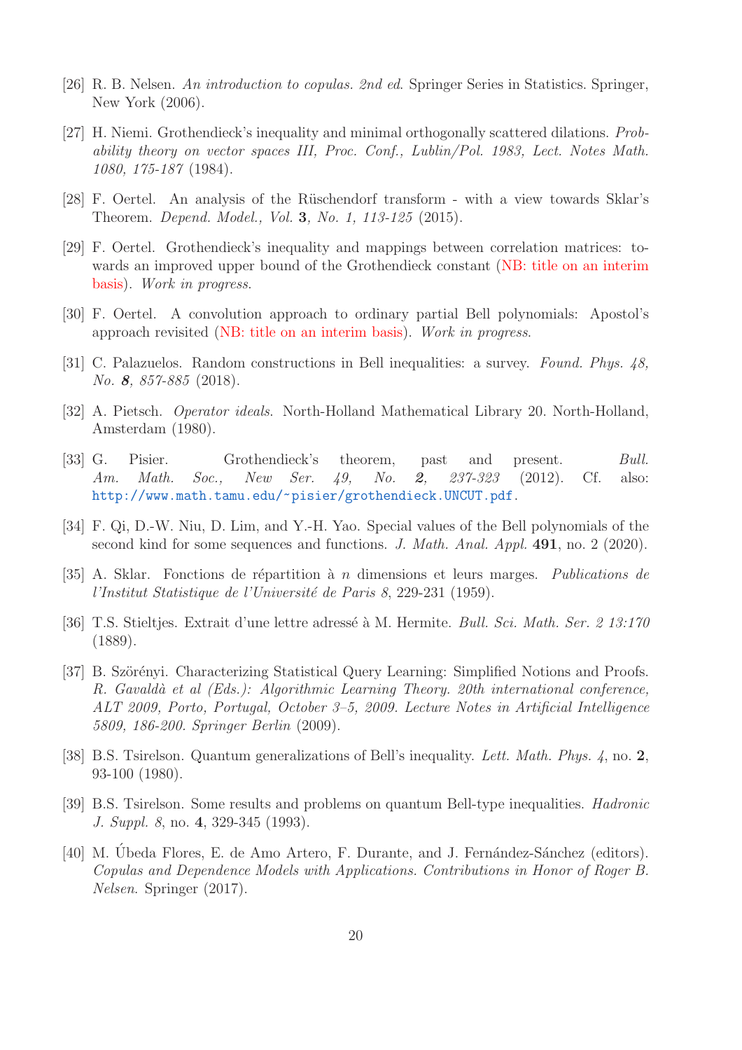[26] R. B. Nelsen. *An introduction to copulas. 2nd ed.* Springer Series in Statistics. Springer, New York (2006).

[27] H. Niemi. Grothendieck's inequality and minimal orthogonally scattered dilations. *Probability theory on vector spaces III, Proc. Conf., Lublin/Pol. 1983, Lect. Notes Math. 1080, 175-187* (1984).

[28] F. Oertel. An analysis of the Rüschendorf transform - with a view towards Sklar's Theorem. *Depend. Model., Vol.* **3**, *No. 1, 113-125* (2015).

[29] F. Oertel. Grothendieck's inequality and mappings between correlation matrices: towards an improved upper bound of the Grothendieck constant (NB: title on an interim basis). *Work in progress.*

[30] F. Oertel. A convolution approach to ordinary partial Bell polynomials: Apostol's approach revisited (NB: title on an interim basis). *Work in progress.*

[31] C. Palazuelos. Random constructions in Bell inequalities: a survey. *Found. Phys. 48, No.* ***8****, 857-885* (2018).

[32] A. Pietsch. *Operator ideals.* North-Holland Mathematical Library 20. North-Holland, Amsterdam (1980).

[33] G. Pisier. Grothendieck's theorem, past and present. *Bull. Am. Math. Soc., New Ser. 49, No.* ***2****, 237-323* (2012). Cf. also: http://www.math.tamu.edu/~pisier/grothendieck.UNCUT.pdf.

[34] F. Qi, D.-W. Niu, D. Lim, and Y.-H. Yao. Special values of the Bell polynomials of the second kind for some sequences and functions. *J. Math. Anal. Appl.* **491**, no. 2 (2020).

[35] A. Sklar. Fonctions de répartition à $n$ dimensions et leurs marges. *Publications de l'Institut Statistique de l'Université de Paris 8*, 229-231 (1959).

[36] T.S. Stieltjes. Extrait d'une lettre adressé à M. Hermite. *Bull. Sci. Math. Ser. 2 13:170* (1889).

[37] B. Szörényi. Characterizing Statistical Query Learning: Simplified Notions and Proofs. *R. Gavaldà et al (Eds.): Algorithmic Learning Theory. 20th international conference, ALT 2009, Porto, Portugal, October 3–5, 2009. Lecture Notes in Artificial Intelligence 5809, 186-200. Springer Berlin* (2009).

[38] B.S. Tsirelson. Quantum generalizations of Bell's inequality. *Lett. Math. Phys. 4*, no. **2**, 93-100 (1980).

[39] B.S. Tsirelson. Some results and problems on quantum Bell-type inequalities. *Hadronic J. Suppl. 8*, no. **4**, 329-345 (1993).

[40] M. Úbeda Flores, E. de Amo Artero, F. Durante, and J. Fernández-Sánchez (editors). *Copulas and Dependence Models with Applications. Contributions in Honor of Roger B. Nelsen.* Springer (2017).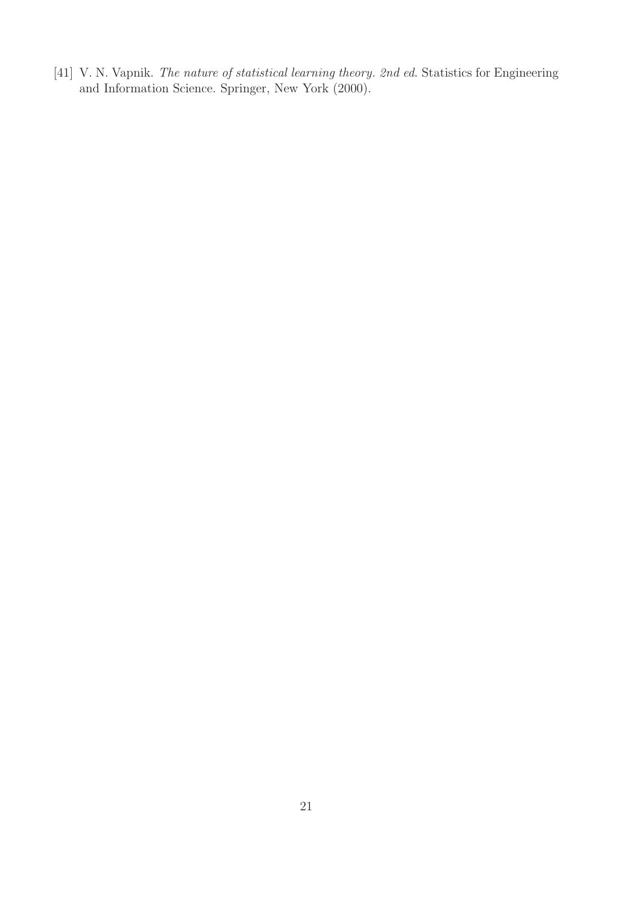[41] V. N. Vapnik. *The nature of statistical learning theory. 2nd ed*. Statistics for Engineering and Information Science. Springer, New York (2000).